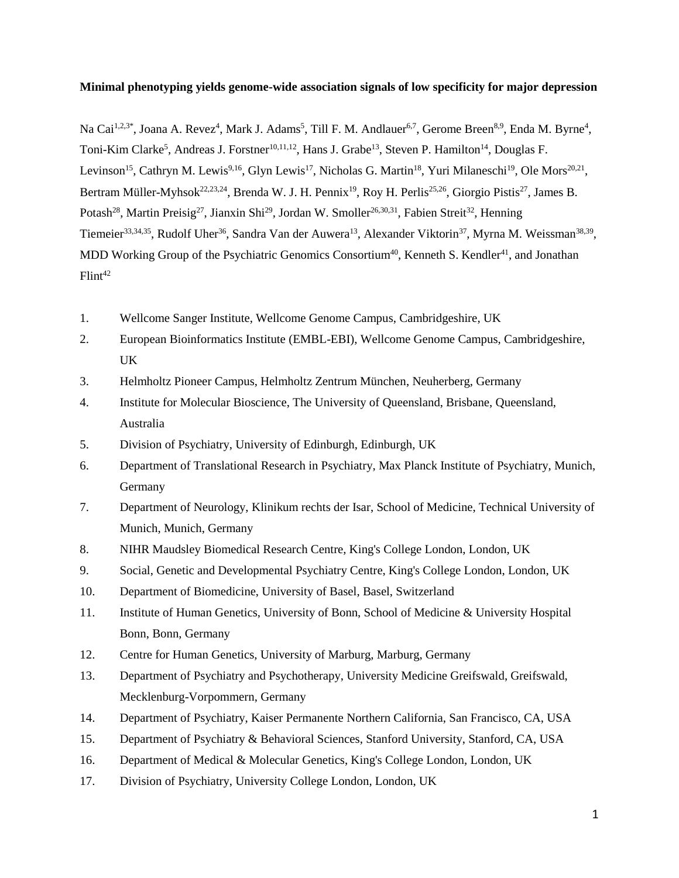**Minimal phenotyping yields genome-wide association signals of low specificity for major depression**

Na Cai[1,2,3*], Joana A. Revez[4], Mark J. Adams[5], Till F. M. Andlauer[6,7], Gerome Breen[8,9], Enda M. Byrne[4], Toni-Kim Clarke[5], Andreas J. Forstner[10,11,12], Hans J. Grabe[13], Steven P. Hamilton[14], Douglas F. Levinson[15], Cathryn M. Lewis[9,16], Glyn Lewis[17], Nicholas G. Martin[18], Yuri Milaneschi[19], Ole Mors[20,21], Bertram Müller-Myhsok[22,23,24], Brenda W. J. H. Pennix[19], Roy H. Perlis[25,26], Giorgio Pistis[27], James B. Potash[28], Martin Preisig[27], Jianxin Shi[29], Jordan W. Smoller[26,30,31], Fabien Streit[32], Henning Tiemeier[33,34,35], Rudolf Uher[36], Sandra Van der Auwera[13], Alexander Viktorin[37], Myrna M. Weissman[38,39], MDD Working Group of the Psychiatric Genomics Consortium[40], Kenneth S. Kendler[41], and Jonathan Flint[42]

1. Wellcome Sanger Institute, Wellcome Genome Campus, Cambridgeshire, UK
2. European Bioinformatics Institute (EMBL-EBI), Wellcome Genome Campus, Cambridgeshire, UK
3. Helmholtz Pioneer Campus, Helmholtz Zentrum München, Neuherberg, Germany
4. Institute for Molecular Bioscience, The University of Queensland, Brisbane, Queensland, Australia
5. Division of Psychiatry, University of Edinburgh, Edinburgh, UK
6. Department of Translational Research in Psychiatry, Max Planck Institute of Psychiatry, Munich, Germany
7. Department of Neurology, Klinikum rechts der Isar, School of Medicine, Technical University of Munich, Munich, Germany
8. NIHR Maudsley Biomedical Research Centre, King's College London, London, UK
9. Social, Genetic and Developmental Psychiatry Centre, King's College London, London, UK
10. Department of Biomedicine, University of Basel, Basel, Switzerland
11. Institute of Human Genetics, University of Bonn, School of Medicine & University Hospital Bonn, Bonn, Germany
12. Centre for Human Genetics, University of Marburg, Marburg, Germany
13. Department of Psychiatry and Psychotherapy, University Medicine Greifswald, Greifswald, Mecklenburg-Vorpommern, Germany
14. Department of Psychiatry, Kaiser Permanente Northern California, San Francisco, CA, USA
15. Department of Psychiatry & Behavioral Sciences, Stanford University, Stanford, CA, USA
16. Department of Medical & Molecular Genetics, King's College London, London, UK
17. Division of Psychiatry, University College London, London, UK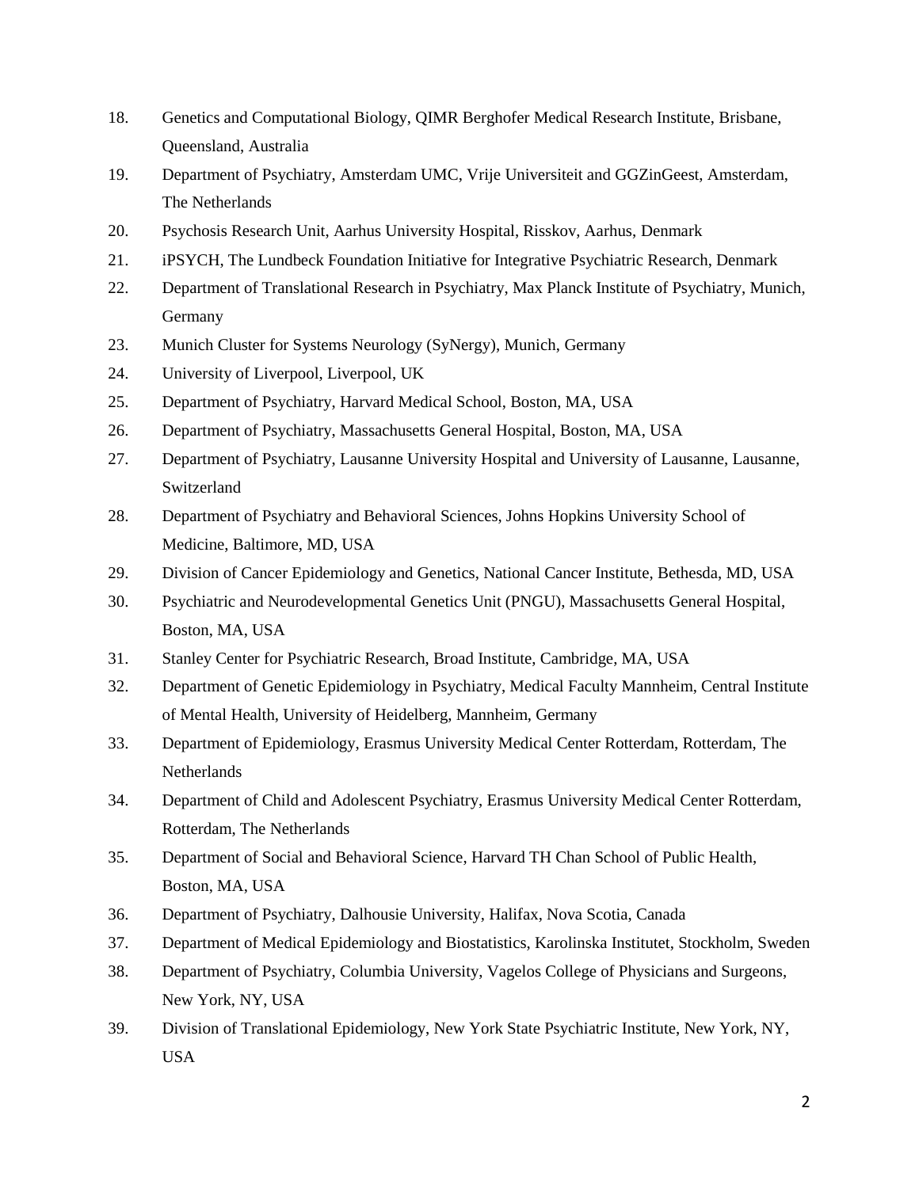18. Genetics and Computational Biology, QIMR Berghofer Medical Research Institute, Brisbane, Queensland, Australia
19. Department of Psychiatry, Amsterdam UMC, Vrije Universiteit and GGZinGeest, Amsterdam, The Netherlands
20. Psychosis Research Unit, Aarhus University Hospital, Risskov, Aarhus, Denmark
21. iPSYCH, The Lundbeck Foundation Initiative for Integrative Psychiatric Research, Denmark
22. Department of Translational Research in Psychiatry, Max Planck Institute of Psychiatry, Munich, Germany
23. Munich Cluster for Systems Neurology (SyNergy), Munich, Germany
24. University of Liverpool, Liverpool, UK
25. Department of Psychiatry, Harvard Medical School, Boston, MA, USA
26. Department of Psychiatry, Massachusetts General Hospital, Boston, MA, USA
27. Department of Psychiatry, Lausanne University Hospital and University of Lausanne, Lausanne, Switzerland
28. Department of Psychiatry and Behavioral Sciences, Johns Hopkins University School of Medicine, Baltimore, MD, USA
29. Division of Cancer Epidemiology and Genetics, National Cancer Institute, Bethesda, MD, USA
30. Psychiatric and Neurodevelopmental Genetics Unit (PNGU), Massachusetts General Hospital, Boston, MA, USA
31. Stanley Center for Psychiatric Research, Broad Institute, Cambridge, MA, USA
32. Department of Genetic Epidemiology in Psychiatry, Medical Faculty Mannheim, Central Institute of Mental Health, University of Heidelberg, Mannheim, Germany
33. Department of Epidemiology, Erasmus University Medical Center Rotterdam, Rotterdam, The Netherlands
34. Department of Child and Adolescent Psychiatry, Erasmus University Medical Center Rotterdam, Rotterdam, The Netherlands
35. Department of Social and Behavioral Science, Harvard TH Chan School of Public Health, Boston, MA, USA
36. Department of Psychiatry, Dalhousie University, Halifax, Nova Scotia, Canada
37. Department of Medical Epidemiology and Biostatistics, Karolinska Institutet, Stockholm, Sweden
38. Department of Psychiatry, Columbia University, Vagelos College of Physicians and Surgeons, New York, NY, USA
39. Division of Translational Epidemiology, New York State Psychiatric Institute, New York, NY, USA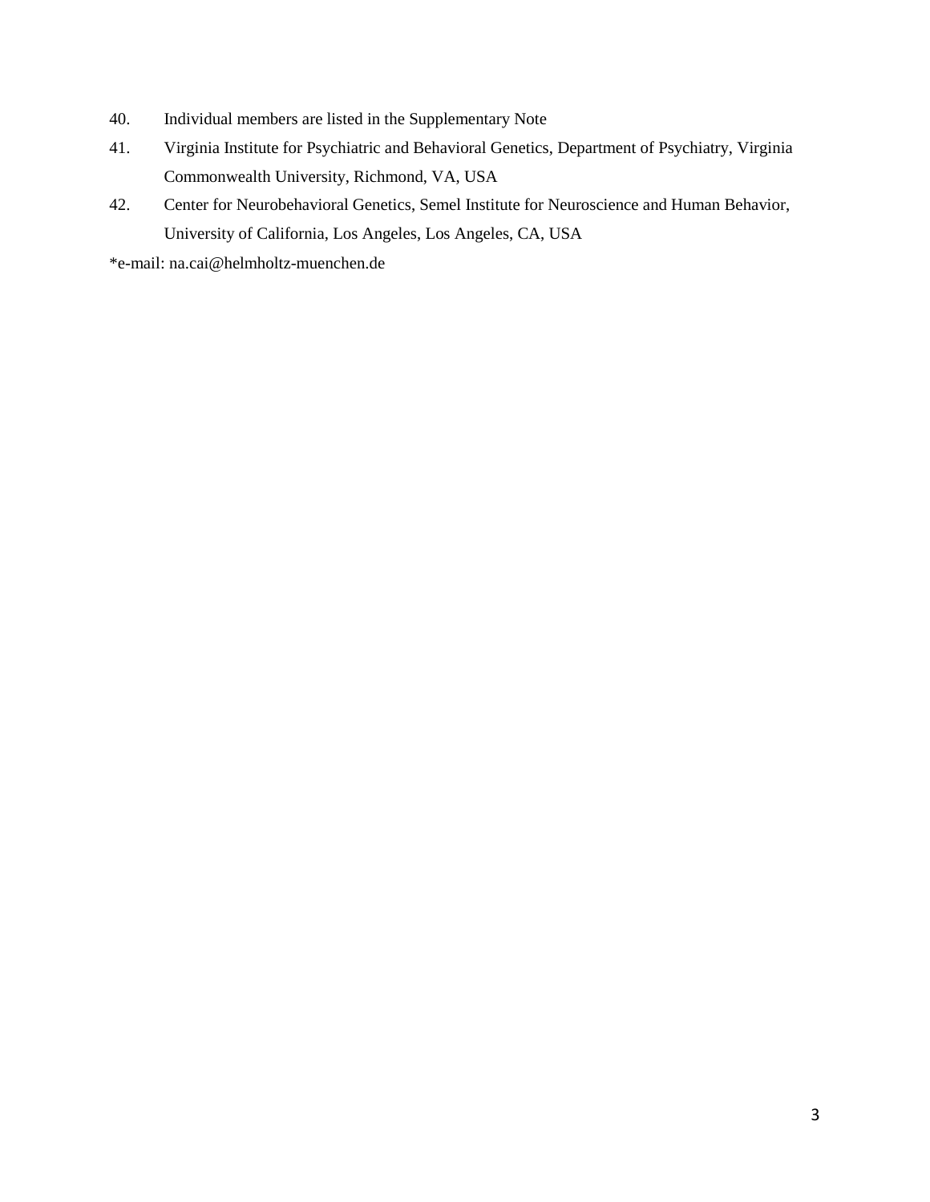40. Individual members are listed in the Supplementary Note
41. Virginia Institute for Psychiatric and Behavioral Genetics, Department of Psychiatry, Virginia Commonwealth University, Richmond, VA, USA
42. Center for Neurobehavioral Genetics, Semel Institute for Neuroscience and Human Behavior, University of California, Los Angeles, Los Angeles, CA, USA

*e-mail: na.cai@helmholtz-muenchen.de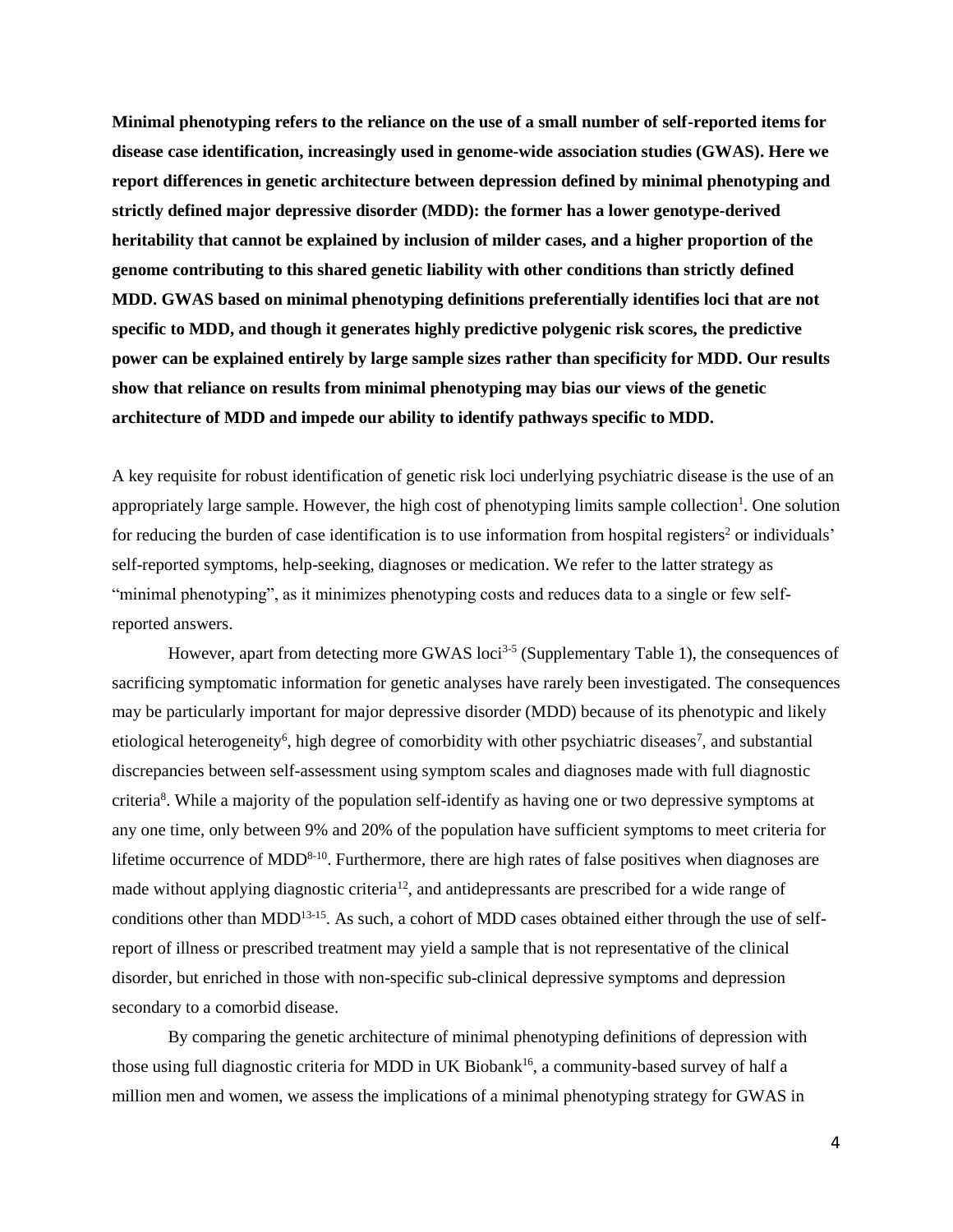**Minimal phenotyping refers to the reliance on the use of a small number of self-reported items for disease case identification, increasingly used in genome-wide association studies (GWAS). Here we report differences in genetic architecture between depression defined by minimal phenotyping and strictly defined major depressive disorder (MDD): the former has a lower genotype-derived heritability that cannot be explained by inclusion of milder cases, and a higher proportion of the genome contributing to this shared genetic liability with other conditions than strictly defined MDD. GWAS based on minimal phenotyping definitions preferentially identifies loci that are not specific to MDD, and though it generates highly predictive polygenic risk scores, the predictive power can be explained entirely by large sample sizes rather than specificity for MDD. Our results show that reliance on results from minimal phenotyping may bias our views of the genetic architecture of MDD and impede our ability to identify pathways specific to MDD.**

A key requisite for robust identification of genetic risk loci underlying psychiatric disease is the use of an appropriately large sample. However, the high cost of phenotyping limits sample collection[1]. One solution for reducing the burden of case identification is to use information from hospital registers[2] or individuals' self-reported symptoms, help-seeking, diagnoses or medication. We refer to the latter strategy as "minimal phenotyping", as it minimizes phenotyping costs and reduces data to a single or few self-reported answers.

However, apart from detecting more GWAS loci[3-5] (Supplementary Table 1), the consequences of sacrificing symptomatic information for genetic analyses have rarely been investigated. The consequences may be particularly important for major depressive disorder (MDD) because of its phenotypic and likely etiological heterogeneity[6], high degree of comorbidity with other psychiatric diseases[7], and substantial discrepancies between self-assessment using symptom scales and diagnoses made with full diagnostic criteria[8]. While a majority of the population self-identify as having one or two depressive symptoms at any one time, only between 9% and 20% of the population have sufficient symptoms to meet criteria for lifetime occurrence of MDD[8-10]. Furthermore, there are high rates of false positives when diagnoses are made without applying diagnostic criteria[12], and antidepressants are prescribed for a wide range of conditions other than MDD[13-15]. As such, a cohort of MDD cases obtained either through the use of self-report of illness or prescribed treatment may yield a sample that is not representative of the clinical disorder, but enriched in those with non-specific sub-clinical depressive symptoms and depression secondary to a comorbid disease.

By comparing the genetic architecture of minimal phenotyping definitions of depression with those using full diagnostic criteria for MDD in UK Biobank[16], a community-based survey of half a million men and women, we assess the implications of a minimal phenotyping strategy for GWAS in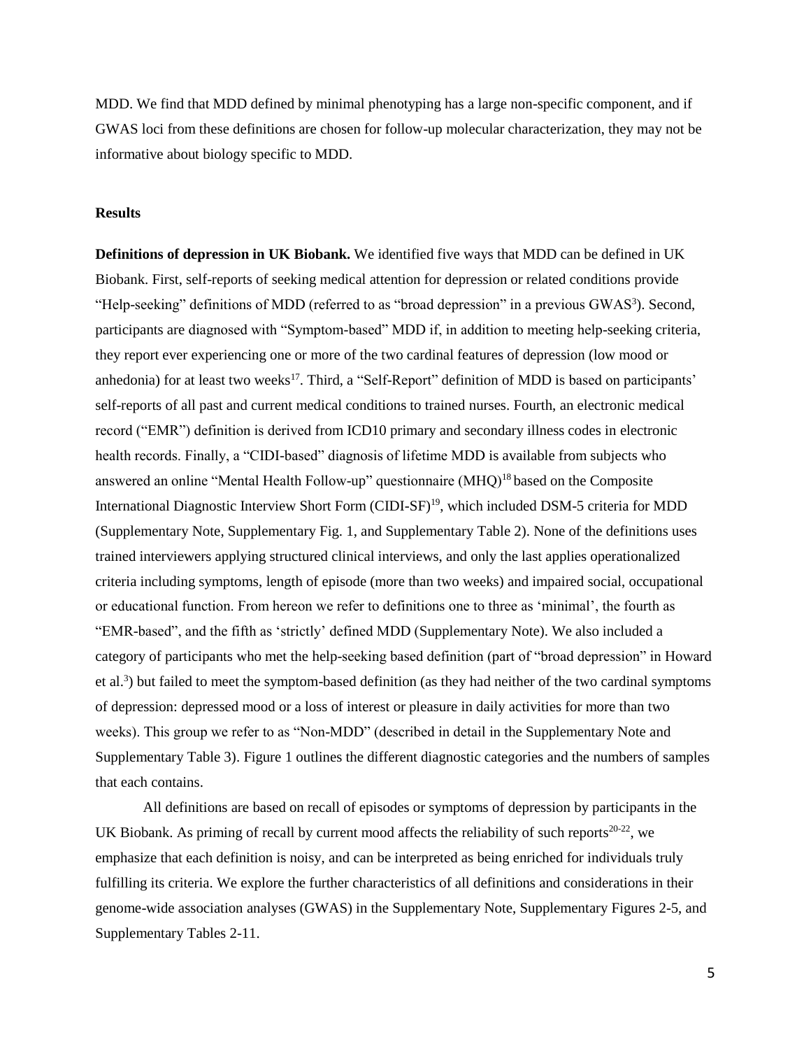MDD. We find that MDD defined by minimal phenotyping has a large non-specific component, and if GWAS loci from these definitions are chosen for follow-up molecular characterization, they may not be informative about biology specific to MDD.

## Results

**Definitions of depression in UK Biobank.** We identified five ways that MDD can be defined in UK Biobank. First, self-reports of seeking medical attention for depression or related conditions provide "Help-seeking" definitions of MDD (referred to as "broad depression" in a previous GWAS[3]). Second, participants are diagnosed with "Symptom-based" MDD if, in addition to meeting help-seeking criteria, they report ever experiencing one or more of the two cardinal features of depression (low mood or anhedonia) for at least two weeks[17]. Third, a "Self-Report" definition of MDD is based on participants' self-reports of all past and current medical conditions to trained nurses. Fourth, an electronic medical record ("EMR") definition is derived from ICD10 primary and secondary illness codes in electronic health records. Finally, a "CIDI-based" diagnosis of lifetime MDD is available from subjects who answered an online "Mental Health Follow-up" questionnaire (MHQ)[18] based on the Composite International Diagnostic Interview Short Form (CIDI-SF)[19], which included DSM-5 criteria for MDD (Supplementary Note, Supplementary Fig. 1, and Supplementary Table 2). None of the definitions uses trained interviewers applying structured clinical interviews, and only the last applies operationalized criteria including symptoms, length of episode (more than two weeks) and impaired social, occupational or educational function. From hereon we refer to definitions one to three as 'minimal', the fourth as "EMR-based", and the fifth as 'strictly' defined MDD (Supplementary Note). We also included a category of participants who met the help-seeking based definition (part of "broad depression" in Howard et al.[3]) but failed to meet the symptom-based definition (as they had neither of the two cardinal symptoms of depression: depressed mood or a loss of interest or pleasure in daily activities for more than two weeks). This group we refer to as "Non-MDD" (described in detail in the Supplementary Note and Supplementary Table 3). Figure 1 outlines the different diagnostic categories and the numbers of samples that each contains.

All definitions are based on recall of episodes or symptoms of depression by participants in the UK Biobank. As priming of recall by current mood affects the reliability of such reports[20-22], we emphasize that each definition is noisy, and can be interpreted as being enriched for individuals truly fulfilling its criteria. We explore the further characteristics of all definitions and considerations in their genome-wide association analyses (GWAS) in the Supplementary Note, Supplementary Figures 2-5, and Supplementary Tables 2-11.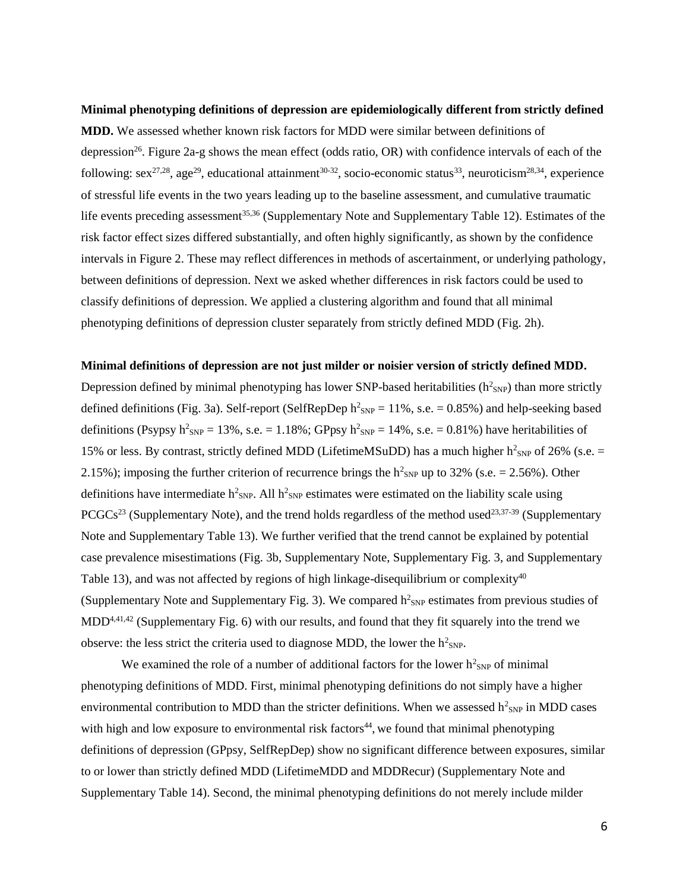**Minimal phenotyping definitions of depression are epidemiologically different from strictly defined MDD.** We assessed whether known risk factors for MDD were similar between definitions of depression[26]. Figure 2a-g shows the mean effect (odds ratio, OR) with confidence intervals of each of the following: sex[27,28], age[29], educational attainment[30-32], socio-economic status[33], neuroticism[28,34], experience of stressful life events in the two years leading up to the baseline assessment, and cumulative traumatic life events preceding assessment[35,36] (Supplementary Note and Supplementary Table 12). Estimates of the risk factor effect sizes differed substantially, and often highly significantly, as shown by the confidence intervals in Figure 2. These may reflect differences in methods of ascertainment, or underlying pathology, between definitions of depression. Next we asked whether differences in risk factors could be used to classify definitions of depression. We applied a clustering algorithm and found that all minimal phenotyping definitions of depression cluster separately from strictly defined MDD (Fig. 2h).

**Minimal definitions of depression are not just milder or noisier version of strictly defined MDD.** Depression defined by minimal phenotyping has lower SNP-based heritabilities ($h^2_{SNP}$) than more strictly defined definitions (Fig. 3a). Self-report (SelfRepDep $h^2_{SNP}$ = 11%, s.e. = 0.85%) and help-seeking based definitions (Psypsy $h^2_{SNP}$ = 13%, s.e. = 1.18%; GPpsy $h^2_{SNP}$ = 14%, s.e. = 0.81%) have heritabilities of 15% or less. By contrast, strictly defined MDD (LifetimeMSuDD) has a much higher $h^2_{SNP}$ of 26% (s.e. = 2.15%); imposing the further criterion of recurrence brings the $h^2_{SNP}$ up to 32% (s.e. = 2.56%). Other definitions have intermediate $h^2_{SNP}$. All $h^2_{SNP}$ estimates were estimated on the liability scale using PCGCs[23] (Supplementary Note), and the trend holds regardless of the method used[23,37-39] (Supplementary Note and Supplementary Table 13). We further verified that the trend cannot be explained by potential case prevalence misestimations (Fig. 3b, Supplementary Note, Supplementary Fig. 3, and Supplementary Table 13), and was not affected by regions of high linkage-disequilibrium or complexity[40] (Supplementary Note and Supplementary Fig. 3). We compared $h^2_{SNP}$ estimates from previous studies of MDD[4,41,42] (Supplementary Fig. 6) with our results, and found that they fit squarely into the trend we observe: the less strict the criteria used to diagnose MDD, the lower the $h^2_{SNP}$.

We examined the role of a number of additional factors for the lower $h^2_{SNP}$ of minimal phenotyping definitions of MDD. First, minimal phenotyping definitions do not simply have a higher environmental contribution to MDD than the stricter definitions. When we assessed $h^2_{SNP}$ in MDD cases with high and low exposure to environmental risk factors[44], we found that minimal phenotyping definitions of depression (GPpsy, SelfRepDep) show no significant difference between exposures, similar to or lower than strictly defined MDD (LifetimeMDD and MDDRecur) (Supplementary Note and Supplementary Table 14). Second, the minimal phenotyping definitions do not merely include milder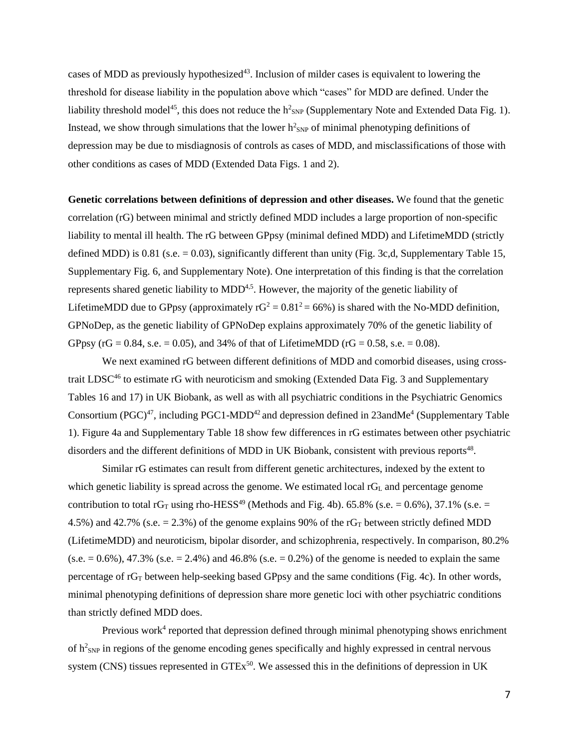cases of MDD as previously hypothesized[43]. Inclusion of milder cases is equivalent to lowering the threshold for disease liability in the population above which "cases" for MDD are defined. Under the liability threshold model[45], this does not reduce the $h^2_{SNP}$ (Supplementary Note and Extended Data Fig. 1). Instead, we show through simulations that the lower $h^2_{SNP}$ of minimal phenotyping definitions of depression may be due to misdiagnosis of controls as cases of MDD, and misclassifications of those with other conditions as cases of MDD (Extended Data Figs. 1 and 2).

**Genetic correlations between definitions of depression and other diseases.** We found that the genetic correlation (rG) between minimal and strictly defined MDD includes a large proportion of non-specific liability to mental ill health. The rG between GPpsy (minimal defined MDD) and LifetimeMDD (strictly defined MDD) is 0.81 (s.e. = 0.03), significantly different than unity (Fig. 3c,d, Supplementary Table 15, Supplementary Fig. 6, and Supplementary Note). One interpretation of this finding is that the correlation represents shared genetic liability to MDD[4,5]. However, the majority of the genetic liability of LifetimeMDD due to GPpsy (approximately $rG^2 = 0.81^2 = 66\%$) is shared with the No-MDD definition, GPNoDep, as the genetic liability of GPNoDep explains approximately 70% of the genetic liability of GPpsy (rG = 0.84, s.e. = 0.05), and 34% of that of LifetimeMDD (rG = 0.58, s.e. = 0.08).

We next examined rG between different definitions of MDD and comorbid diseases, using cross-trait LDSC[46] to estimate rG with neuroticism and smoking (Extended Data Fig. 3 and Supplementary Tables 16 and 17) in UK Biobank, as well as with all psychiatric conditions in the Psychiatric Genomics Consortium (PGC)[47], including PGC1-MDD[42] and depression defined in 23andMe[4] (Supplementary Table 1). Figure 4a and Supplementary Table 18 show few differences in rG estimates between other psychiatric disorders and the different definitions of MDD in UK Biobank, consistent with previous reports[48].

Similar rG estimates can result from different genetic architectures, indexed by the extent to which genetic liability is spread across the genome. We estimated local $rG_L$ and percentage genome contribution to total $rG_T$ using rho-HESS[49] (Methods and Fig. 4b). 65.8% (s.e. = 0.6%), 37.1% (s.e. = 4.5%) and 42.7% (s.e. = 2.3%) of the genome explains 90% of the $rG_T$ between strictly defined MDD (LifetimeMDD) and neuroticism, bipolar disorder, and schizophrenia, respectively. In comparison, 80.2% (s.e. = 0.6%), 47.3% (s.e. = 2.4%) and 46.8% (s.e. = 0.2%) of the genome is needed to explain the same percentage of $rG_T$ between help-seeking based GPpsy and the same conditions (Fig. 4c). In other words, minimal phenotyping definitions of depression share more genetic loci with other psychiatric conditions than strictly defined MDD does.

Previous work[4] reported that depression defined through minimal phenotyping shows enrichment of $h^2_{SNP}$ in regions of the genome encoding genes specifically and highly expressed in central nervous system (CNS) tissues represented in GTEx[50]. We assessed this in the definitions of depression in UK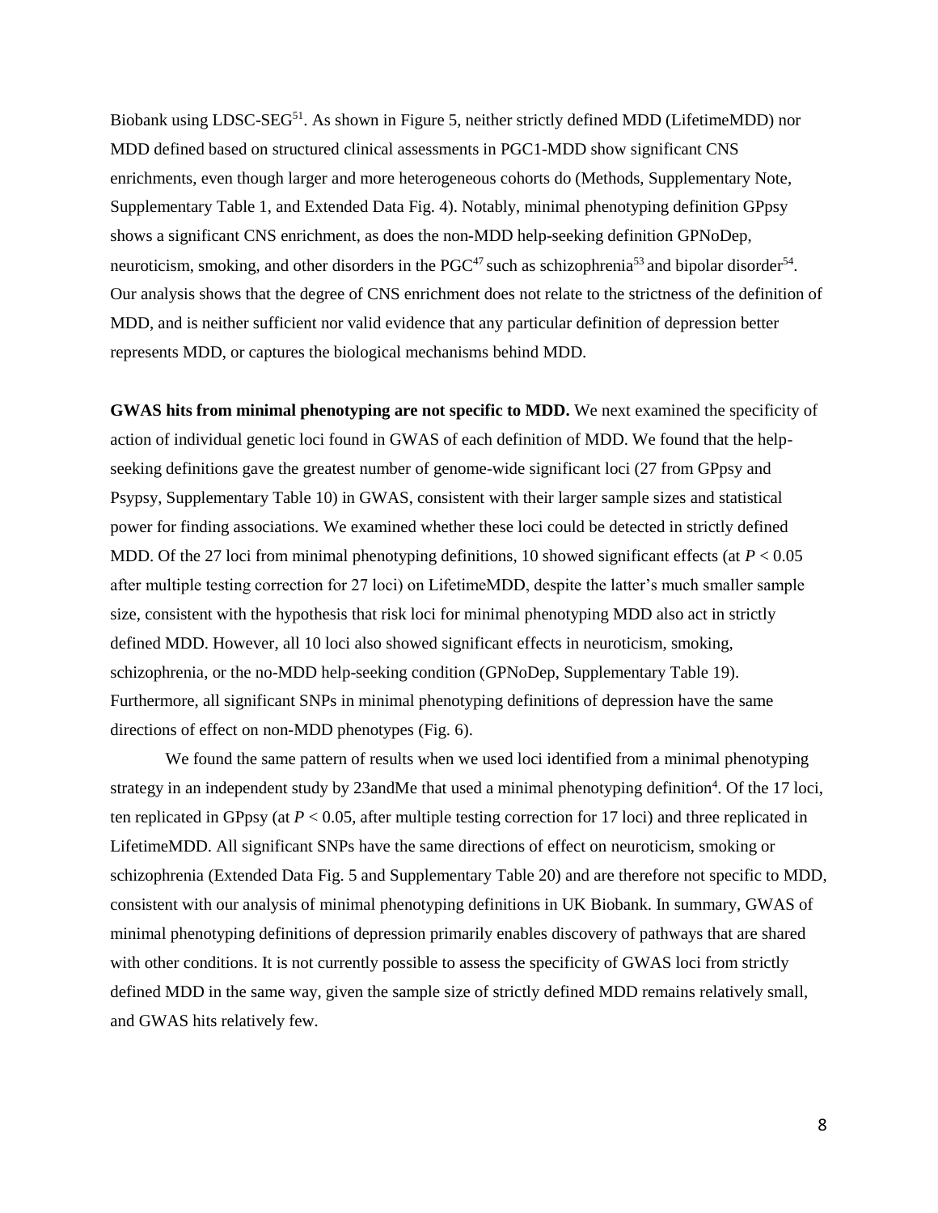Biobank using LDSC-SEG[51]. As shown in Figure 5, neither strictly defined MDD (LifetimeMDD) nor MDD defined based on structured clinical assessments in PGC1-MDD show significant CNS enrichments, even though larger and more heterogeneous cohorts do (Methods, Supplementary Note, Supplementary Table 1, and Extended Data Fig. 4). Notably, minimal phenotyping definition GPpsy shows a significant CNS enrichment, as does the non-MDD help-seeking definition GPNoDep, neuroticism, smoking, and other disorders in the PGC[47] such as schizophrenia[53] and bipolar disorder[54]. Our analysis shows that the degree of CNS enrichment does not relate to the strictness of the definition of MDD, and is neither sufficient nor valid evidence that any particular definition of depression better represents MDD, or captures the biological mechanisms behind MDD.

**GWAS hits from minimal phenotyping are not specific to MDD.** We next examined the specificity of action of individual genetic loci found in GWAS of each definition of MDD. We found that the help-seeking definitions gave the greatest number of genome-wide significant loci (27 from GPpsy and Psypsy, Supplementary Table 10) in GWAS, consistent with their larger sample sizes and statistical power for finding associations. We examined whether these loci could be detected in strictly defined MDD. Of the 27 loci from minimal phenotyping definitions, 10 showed significant effects (at $P < 0.05$ after multiple testing correction for 27 loci) on LifetimeMDD, despite the latter's much smaller sample size, consistent with the hypothesis that risk loci for minimal phenotyping MDD also act in strictly defined MDD. However, all 10 loci also showed significant effects in neuroticism, smoking, schizophrenia, or the no-MDD help-seeking condition (GPNoDep, Supplementary Table 19). Furthermore, all significant SNPs in minimal phenotyping definitions of depression have the same directions of effect on non-MDD phenotypes (Fig. 6).

We found the same pattern of results when we used loci identified from a minimal phenotyping strategy in an independent study by 23andMe that used a minimal phenotyping definition[4]. Of the 17 loci, ten replicated in GPpsy (at $P < 0.05$, after multiple testing correction for 17 loci) and three replicated in LifetimeMDD. All significant SNPs have the same directions of effect on neuroticism, smoking or schizophrenia (Extended Data Fig. 5 and Supplementary Table 20) and are therefore not specific to MDD, consistent with our analysis of minimal phenotyping definitions in UK Biobank. In summary, GWAS of minimal phenotyping definitions of depression primarily enables discovery of pathways that are shared with other conditions. It is not currently possible to assess the specificity of GWAS loci from strictly defined MDD in the same way, given the sample size of strictly defined MDD remains relatively small, and GWAS hits relatively few.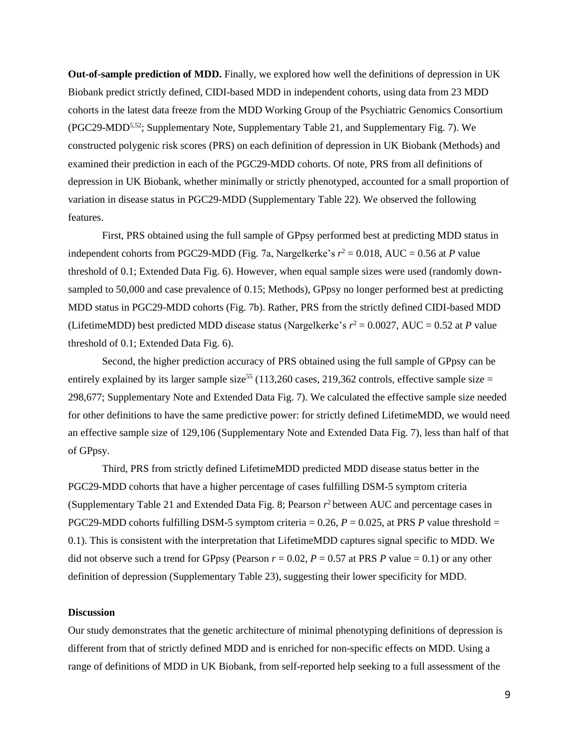**Out-of-sample prediction of MDD.** Finally, we explored how well the definitions of depression in UK Biobank predict strictly defined, CIDI-based MDD in independent cohorts, using data from 23 MDD cohorts in the latest data freeze from the MDD Working Group of the Psychiatric Genomics Consortium (PGC29-MDD[5,52]; Supplementary Note, Supplementary Table 21, and Supplementary Fig. 7). We constructed polygenic risk scores (PRS) on each definition of depression in UK Biobank (Methods) and examined their prediction in each of the PGC29-MDD cohorts. Of note, PRS from all definitions of depression in UK Biobank, whether minimally or strictly phenotyped, accounted for a small proportion of variation in disease status in PGC29-MDD (Supplementary Table 22). We observed the following features.

First, PRS obtained using the full sample of GPpsy performed best at predicting MDD status in independent cohorts from PGC29-MDD (Fig. 7a, Nargelkerke's $r^2 = 0.018$, AUC = 0.56 at *P* value threshold of 0.1; Extended Data Fig. 6). However, when equal sample sizes were used (randomly down-sampled to 50,000 and case prevalence of 0.15; Methods), GPpsy no longer performed best at predicting MDD status in PGC29-MDD cohorts (Fig. 7b). Rather, PRS from the strictly defined CIDI-based MDD (LifetimeMDD) best predicted MDD disease status (Nargelkerke's $r^2 = 0.0027$, AUC = 0.52 at *P* value threshold of 0.1; Extended Data Fig. 6).

Second, the higher prediction accuracy of PRS obtained using the full sample of GPpsy can be entirely explained by its larger sample size[55] (113,260 cases, 219,362 controls, effective sample size = 298,677; Supplementary Note and Extended Data Fig. 7). We calculated the effective sample size needed for other definitions to have the same predictive power: for strictly defined LifetimeMDD, we would need an effective sample size of 129,106 (Supplementary Note and Extended Data Fig. 7), less than half of that of GPpsy.

Third, PRS from strictly defined LifetimeMDD predicted MDD disease status better in the PGC29-MDD cohorts that have a higher percentage of cases fulfilling DSM-5 symptom criteria (Supplementary Table 21 and Extended Data Fig. 8; Pearson $r^2$ between AUC and percentage cases in PGC29-MDD cohorts fulfilling DSM-5 symptom criteria = 0.26, $P = 0.025$, at PRS *P* value threshold = 0.1). This is consistent with the interpretation that LifetimeMDD captures signal specific to MDD. We did not observe such a trend for GPpsy (Pearson $r = 0.02$, $P = 0.57$ at PRS *P* value = 0.1) or any other definition of depression (Supplementary Table 23), suggesting their lower specificity for MDD.

## Discussion

Our study demonstrates that the genetic architecture of minimal phenotyping definitions of depression is different from that of strictly defined MDD and is enriched for non-specific effects on MDD. Using a range of definitions of MDD in UK Biobank, from self-reported help seeking to a full assessment of the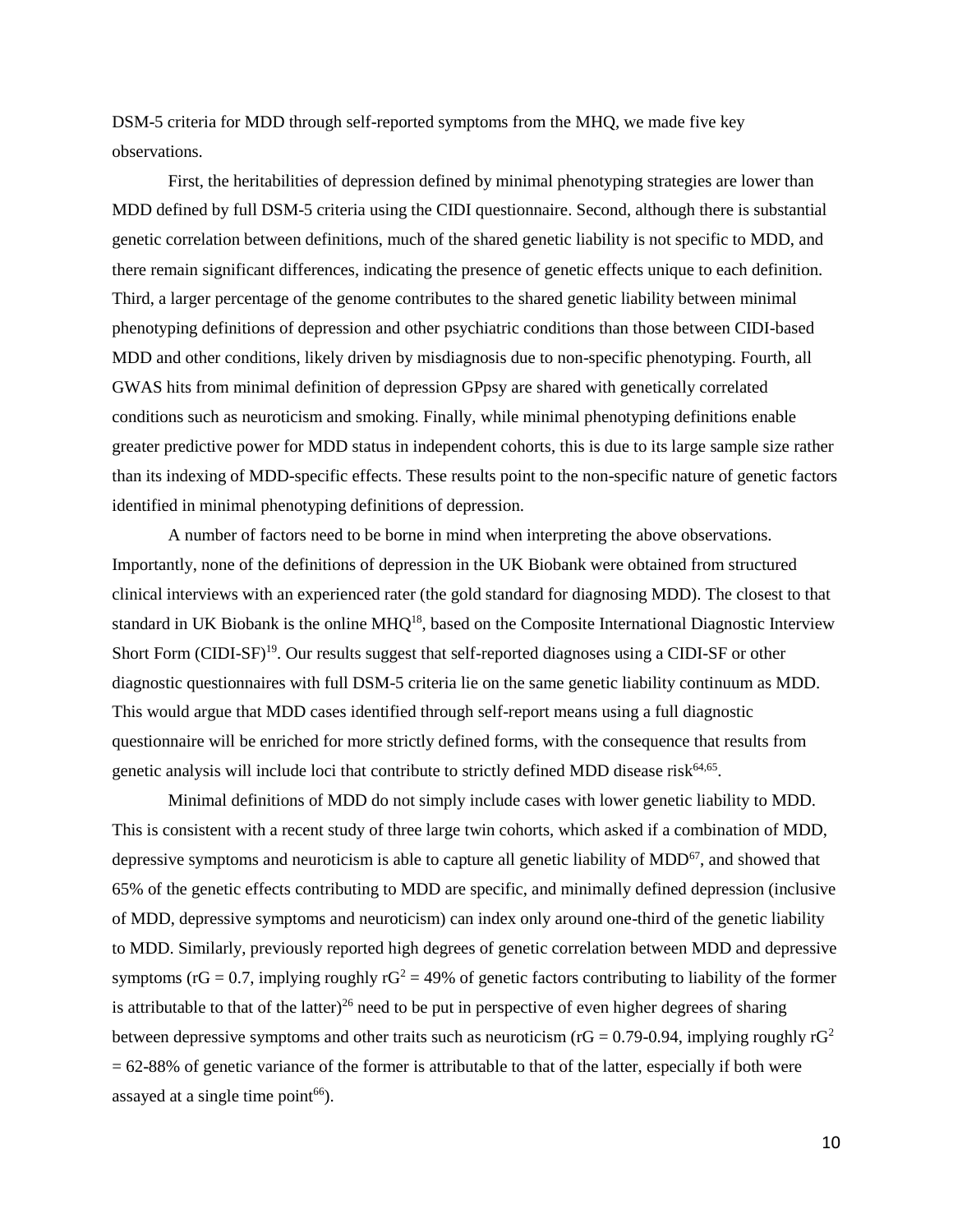DSM-5 criteria for MDD through self-reported symptoms from the MHQ, we made five key observations.

First, the heritabilities of depression defined by minimal phenotyping strategies are lower than MDD defined by full DSM-5 criteria using the CIDI questionnaire. Second, although there is substantial genetic correlation between definitions, much of the shared genetic liability is not specific to MDD, and there remain significant differences, indicating the presence of genetic effects unique to each definition. Third, a larger percentage of the genome contributes to the shared genetic liability between minimal phenotyping definitions of depression and other psychiatric conditions than those between CIDI-based MDD and other conditions, likely driven by misdiagnosis due to non-specific phenotyping. Fourth, all GWAS hits from minimal definition of depression GPpsy are shared with genetically correlated conditions such as neuroticism and smoking. Finally, while minimal phenotyping definitions enable greater predictive power for MDD status in independent cohorts, this is due to its large sample size rather than its indexing of MDD-specific effects. These results point to the non-specific nature of genetic factors identified in minimal phenotyping definitions of depression.

A number of factors need to be borne in mind when interpreting the above observations. Importantly, none of the definitions of depression in the UK Biobank were obtained from structured clinical interviews with an experienced rater (the gold standard for diagnosing MDD). The closest to that standard in UK Biobank is the online MHQ[18], based on the Composite International Diagnostic Interview Short Form (CIDI-SF)[19]. Our results suggest that self-reported diagnoses using a CIDI-SF or other diagnostic questionnaires with full DSM-5 criteria lie on the same genetic liability continuum as MDD. This would argue that MDD cases identified through self-report means using a full diagnostic questionnaire will be enriched for more strictly defined forms, with the consequence that results from genetic analysis will include loci that contribute to strictly defined MDD disease risk[64,65].

Minimal definitions of MDD do not simply include cases with lower genetic liability to MDD. This is consistent with a recent study of three large twin cohorts, which asked if a combination of MDD, depressive symptoms and neuroticism is able to capture all genetic liability of MDD[67], and showed that 65% of the genetic effects contributing to MDD are specific, and minimally defined depression (inclusive of MDD, depressive symptoms and neuroticism) can index only around one-third of the genetic liability to MDD. Similarly, previously reported high degrees of genetic correlation between MDD and depressive symptoms ($rG = 0.7$, implying roughly $rG^2 = 49\%$ of genetic factors contributing to liability of the former is attributable to that of the latter)[26] need to be put in perspective of even higher degrees of sharing between depressive symptoms and other traits such as neuroticism ($rG = 0.79$-$0.94$, implying roughly $rG^2 = 62$-$88\%$ of genetic variance of the former is attributable to that of the latter, especially if both were assayed at a single time point[66]).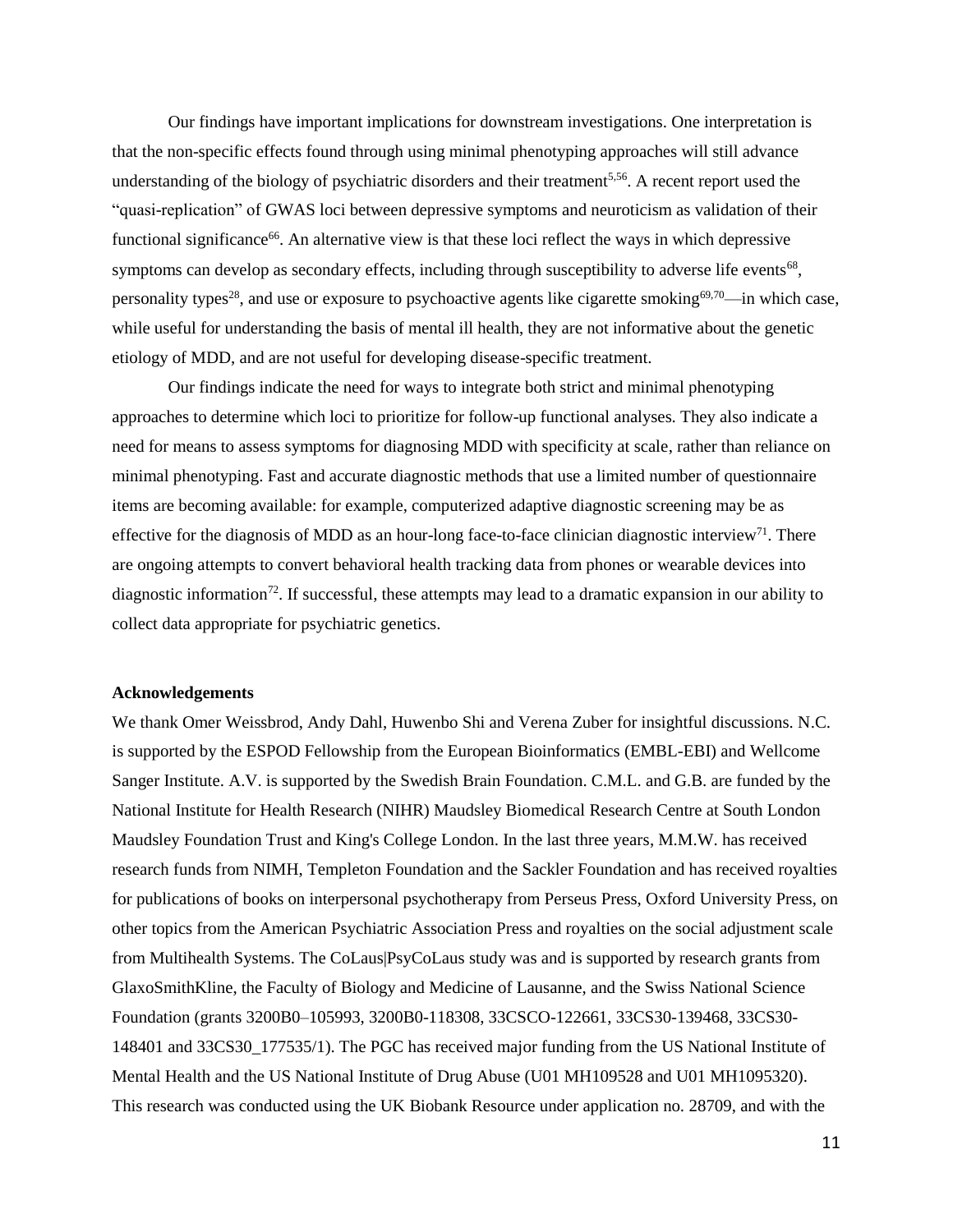Our findings have important implications for downstream investigations. One interpretation is that the non-specific effects found through using minimal phenotyping approaches will still advance understanding of the biology of psychiatric disorders and their treatment[5,56]. A recent report used the "quasi-replication" of GWAS loci between depressive symptoms and neuroticism as validation of their functional significance[66]. An alternative view is that these loci reflect the ways in which depressive symptoms can develop as secondary effects, including through susceptibility to adverse life events[68], personality types[28], and use or exposure to psychoactive agents like cigarette smoking[69,70]—in which case, while useful for understanding the basis of mental ill health, they are not informative about the genetic etiology of MDD, and are not useful for developing disease-specific treatment.

Our findings indicate the need for ways to integrate both strict and minimal phenotyping approaches to determine which loci to prioritize for follow-up functional analyses. They also indicate a need for means to assess symptoms for diagnosing MDD with specificity at scale, rather than reliance on minimal phenotyping. Fast and accurate diagnostic methods that use a limited number of questionnaire items are becoming available: for example, computerized adaptive diagnostic screening may be as effective for the diagnosis of MDD as an hour-long face-to-face clinician diagnostic interview[71]. There are ongoing attempts to convert behavioral health tracking data from phones or wearable devices into diagnostic information[72]. If successful, these attempts may lead to a dramatic expansion in our ability to collect data appropriate for psychiatric genetics.

**Acknowledgements**

We thank Omer Weissbrod, Andy Dahl, Huwenbo Shi and Verena Zuber for insightful discussions. N.C. is supported by the ESPOD Fellowship from the European Bioinformatics (EMBL-EBI) and Wellcome Sanger Institute. A.V. is supported by the Swedish Brain Foundation. C.M.L. and G.B. are funded by the National Institute for Health Research (NIHR) Maudsley Biomedical Research Centre at South London Maudsley Foundation Trust and King's College London. In the last three years, M.M.W. has received research funds from NIMH, Templeton Foundation and the Sackler Foundation and has received royalties for publications of books on interpersonal psychotherapy from Perseus Press, Oxford University Press, on other topics from the American Psychiatric Association Press and royalties on the social adjustment scale from Multihealth Systems. The CoLaus|PsyCoLaus study was and is supported by research grants from GlaxoSmithKline, the Faculty of Biology and Medicine of Lausanne, and the Swiss National Science Foundation (grants 3200B0–105993, 3200B0-118308, 33CSCO-122661, 33CS30-139468, 33CS30-148401 and 33CS30_177535/1). The PGC has received major funding from the US National Institute of Mental Health and the US National Institute of Drug Abuse (U01 MH109528 and U01 MH1095320). This research was conducted using the UK Biobank Resource under application no. 28709, and with the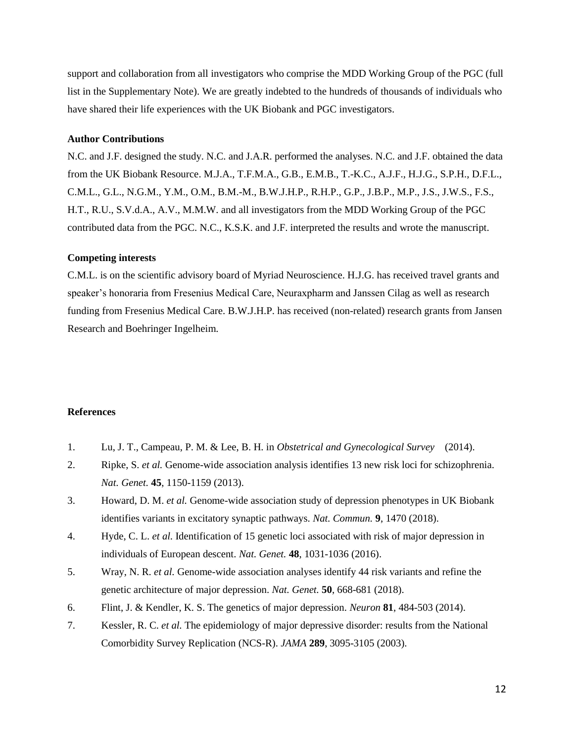support and collaboration from all investigators who comprise the MDD Working Group of the PGC (full list in the Supplementary Note). We are greatly indebted to the hundreds of thousands of individuals who have shared their life experiences with the UK Biobank and PGC investigators.

### Author Contributions

N.C. and J.F. designed the study. N.C. and J.A.R. performed the analyses. N.C. and J.F. obtained the data from the UK Biobank Resource. M.J.A., T.F.M.A., G.B., E.M.B., T.-K.C., A.J.F., H.J.G., S.P.H., D.F.L., C.M.L., G.L., N.G.M., Y.M., O.M., B.M.-M., B.W.J.H.P., R.H.P., G.P., J.B.P., M.P., J.S., J.W.S., F.S., H.T., R.U., S.V.d.A., A.V., M.M.W. and all investigators from the MDD Working Group of the PGC contributed data from the PGC. N.C., K.S.K. and J.F. interpreted the results and wrote the manuscript.

### Competing interests

C.M.L. is on the scientific advisory board of Myriad Neuroscience. H.J.G. has received travel grants and speaker's honoraria from Fresenius Medical Care, Neuraxpharm and Janssen Cilag as well as research funding from Fresenius Medical Care. B.W.J.H.P. has received (non-related) research grants from Jansen Research and Boehringer Ingelheim.

### References

1. Lu, J. T., Campeau, P. M. & Lee, B. H. in *Obstetrical and Gynecological Survey* (2014).
2. Ripke, S. *et al.* Genome-wide association analysis identifies 13 new risk loci for schizophrenia. *Nat. Genet.* **45**, 1150-1159 (2013).
3. Howard, D. M. *et al.* Genome-wide association study of depression phenotypes in UK Biobank identifies variants in excitatory synaptic pathways. *Nat. Commun.* **9**, 1470 (2018).
4. Hyde, C. L. *et al.* Identification of 15 genetic loci associated with risk of major depression in individuals of European descent. *Nat. Genet.* **48**, 1031-1036 (2016).
5. Wray, N. R. *et al.* Genome-wide association analyses identify 44 risk variants and refine the genetic architecture of major depression. *Nat. Genet.* **50**, 668-681 (2018).
6. Flint, J. & Kendler, K. S. The genetics of major depression. *Neuron* **81**, 484-503 (2014).
7. Kessler, R. C. *et al.* The epidemiology of major depressive disorder: results from the National Comorbidity Survey Replication (NCS-R). *JAMA* **289**, 3095-3105 (2003).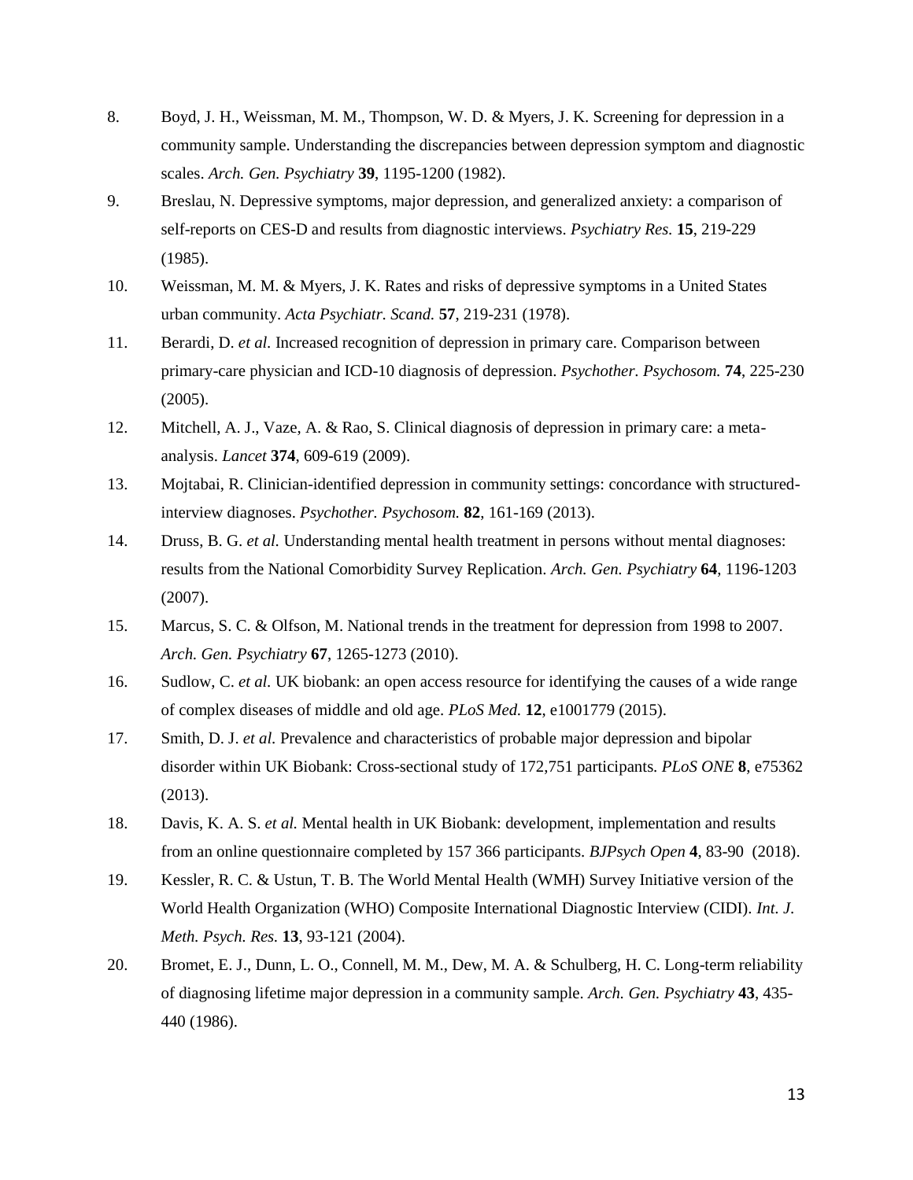8. Boyd, J. H., Weissman, M. M., Thompson, W. D. & Myers, J. K. Screening for depression in a community sample. Understanding the discrepancies between depression symptom and diagnostic scales. *Arch. Gen. Psychiatry* **39**, 1195-1200 (1982).
9. Breslau, N. Depressive symptoms, major depression, and generalized anxiety: a comparison of self-reports on CES-D and results from diagnostic interviews. *Psychiatry Res.* **15**, 219-229 (1985).
10. Weissman, M. M. & Myers, J. K. Rates and risks of depressive symptoms in a United States urban community. *Acta Psychiatr. Scand.* **57**, 219-231 (1978).
11. Berardi, D. *et al.* Increased recognition of depression in primary care. Comparison between primary-care physician and ICD-10 diagnosis of depression. *Psychother. Psychosom.* **74**, 225-230 (2005).
12. Mitchell, A. J., Vaze, A. & Rao, S. Clinical diagnosis of depression in primary care: a meta-analysis. *Lancet* **374**, 609-619 (2009).
13. Mojtabai, R. Clinician-identified depression in community settings: concordance with structured-interview diagnoses. *Psychother. Psychosom.* **82**, 161-169 (2013).
14. Druss, B. G. *et al.* Understanding mental health treatment in persons without mental diagnoses: results from the National Comorbidity Survey Replication. *Arch. Gen. Psychiatry* **64**, 1196-1203 (2007).
15. Marcus, S. C. & Olfson, M. National trends in the treatment for depression from 1998 to 2007. *Arch. Gen. Psychiatry* **67**, 1265-1273 (2010).
16. Sudlow, C. *et al.* UK biobank: an open access resource for identifying the causes of a wide range of complex diseases of middle and old age. *PLoS Med.* **12**, e1001779 (2015).
17. Smith, D. J. *et al.* Prevalence and characteristics of probable major depression and bipolar disorder within UK Biobank: Cross-sectional study of 172,751 participants. *PLoS ONE* **8**, e75362 (2013).
18. Davis, K. A. S. *et al.* Mental health in UK Biobank: development, implementation and results from an online questionnaire completed by 157 366 participants. *BJPsych Open* **4**, 83-90 (2018).
19. Kessler, R. C. & Ustun, T. B. The World Mental Health (WMH) Survey Initiative version of the World Health Organization (WHO) Composite International Diagnostic Interview (CIDI). *Int. J. Meth. Psych. Res.* **13**, 93-121 (2004).
20. Bromet, E. J., Dunn, L. O., Connell, M. M., Dew, M. A. & Schulberg, H. C. Long-term reliability of diagnosing lifetime major depression in a community sample. *Arch. Gen. Psychiatry* **43**, 435-440 (1986).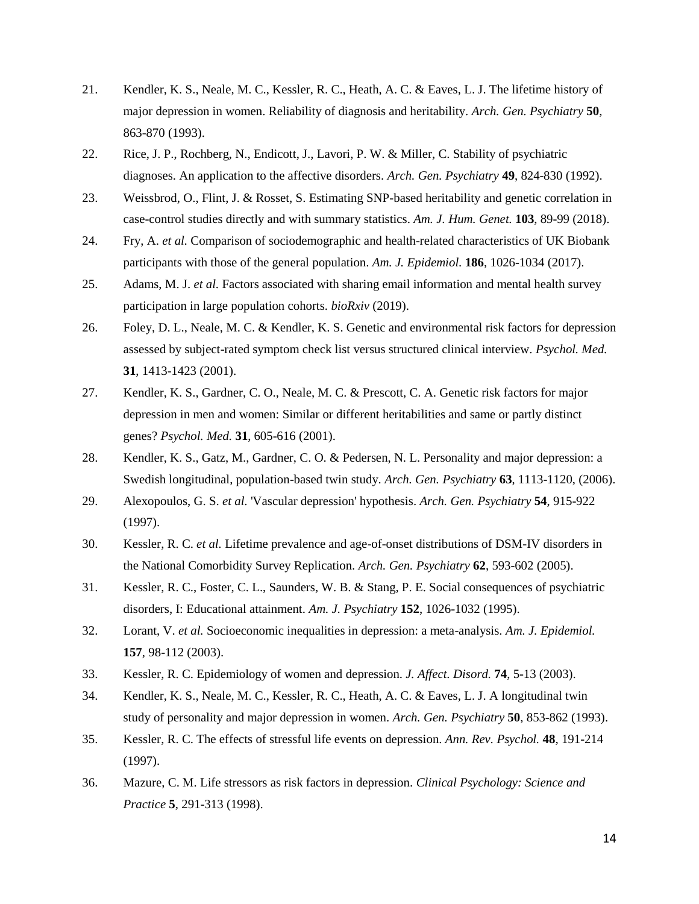21. Kendler, K. S., Neale, M. C., Kessler, R. C., Heath, A. C. & Eaves, L. J. The lifetime history of major depression in women. Reliability of diagnosis and heritability. *Arch. Gen. Psychiatry* **50**, 863-870 (1993).
22. Rice, J. P., Rochberg, N., Endicott, J., Lavori, P. W. & Miller, C. Stability of psychiatric diagnoses. An application to the affective disorders. *Arch. Gen. Psychiatry* **49**, 824-830 (1992).
23. Weissbrod, O., Flint, J. & Rosset, S. Estimating SNP-based heritability and genetic correlation in case-control studies directly and with summary statistics. *Am. J. Hum. Genet.* **103**, 89-99 (2018).
24. Fry, A. *et al.* Comparison of sociodemographic and health-related characteristics of UK Biobank participants with those of the general population. *Am. J. Epidemiol.* **186**, 1026-1034 (2017).
25. Adams, M. J. *et al.* Factors associated with sharing email information and mental health survey participation in large population cohorts. *bioRxiv* (2019).
26. Foley, D. L., Neale, M. C. & Kendler, K. S. Genetic and environmental risk factors for depression assessed by subject-rated symptom check list versus structured clinical interview. *Psychol. Med.* **31**, 1413-1423 (2001).
27. Kendler, K. S., Gardner, C. O., Neale, M. C. & Prescott, C. A. Genetic risk factors for major depression in men and women: Similar or different heritabilities and same or partly distinct genes? *Psychol. Med.* **31**, 605-616 (2001).
28. Kendler, K. S., Gatz, M., Gardner, C. O. & Pedersen, N. L. Personality and major depression: a Swedish longitudinal, population-based twin study. *Arch. Gen. Psychiatry* **63**, 1113-1120, (2006).
29. Alexopoulos, G. S. *et al.* 'Vascular depression' hypothesis. *Arch. Gen. Psychiatry* **54**, 915-922 (1997).
30. Kessler, R. C. *et al.* Lifetime prevalence and age-of-onset distributions of DSM-IV disorders in the National Comorbidity Survey Replication. *Arch. Gen. Psychiatry* **62**, 593-602 (2005).
31. Kessler, R. C., Foster, C. L., Saunders, W. B. & Stang, P. E. Social consequences of psychiatric disorders, I: Educational attainment. *Am. J. Psychiatry* **152**, 1026-1032 (1995).
32. Lorant, V. *et al.* Socioeconomic inequalities in depression: a meta-analysis. *Am. J. Epidemiol.* **157**, 98-112 (2003).
33. Kessler, R. C. Epidemiology of women and depression. *J. Affect. Disord.* **74**, 5-13 (2003).
34. Kendler, K. S., Neale, M. C., Kessler, R. C., Heath, A. C. & Eaves, L. J. A longitudinal twin study of personality and major depression in women. *Arch. Gen. Psychiatry* **50**, 853-862 (1993).
35. Kessler, R. C. The effects of stressful life events on depression. *Ann. Rev. Psychol.* **48**, 191-214 (1997).
36. Mazure, C. M. Life stressors as risk factors in depression. *Clinical Psychology: Science and Practice* **5**, 291-313 (1998).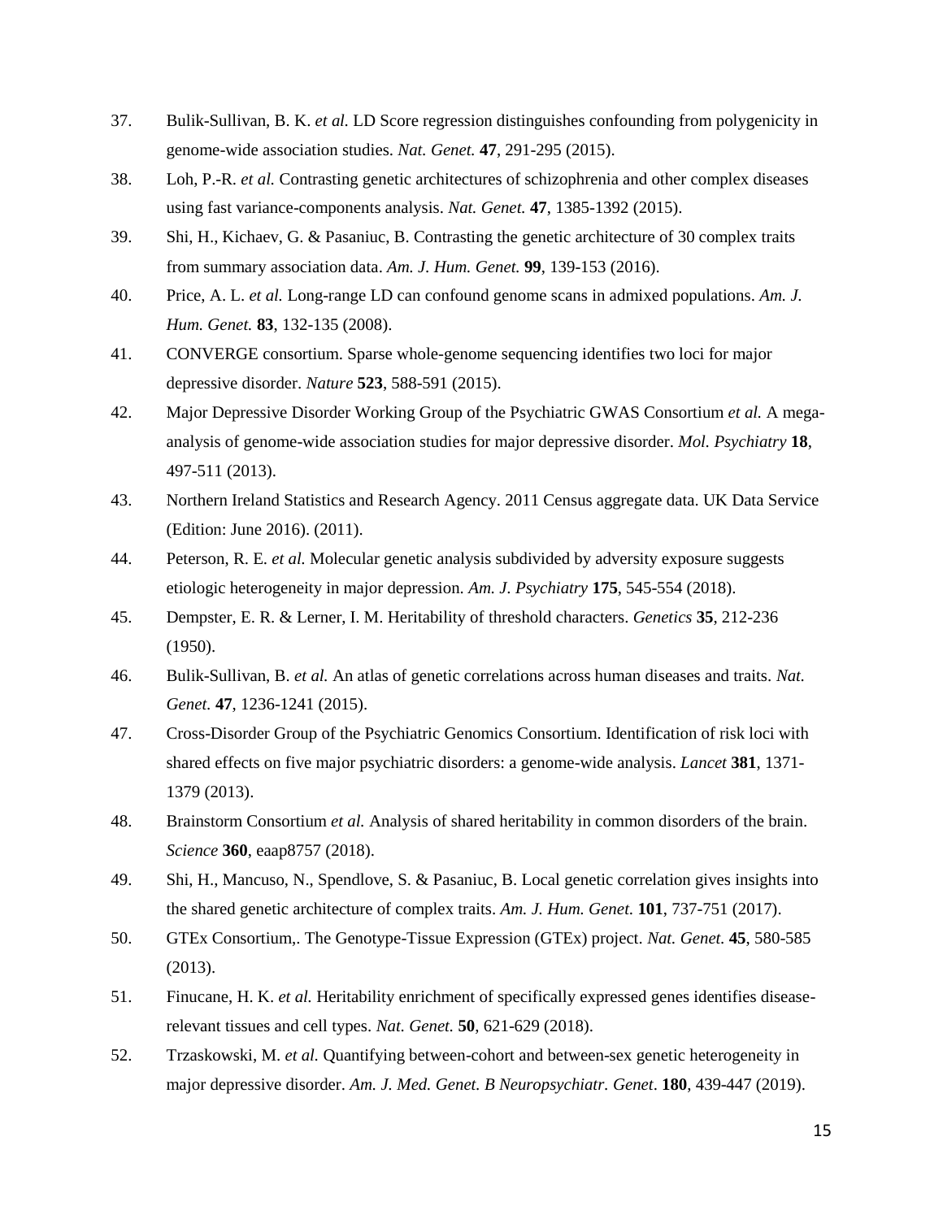37. Bulik-Sullivan, B. K. *et al.* LD Score regression distinguishes confounding from polygenicity in genome-wide association studies. *Nat. Genet.* **47**, 291-295 (2015).
38. Loh, P.-R. *et al.* Contrasting genetic architectures of schizophrenia and other complex diseases using fast variance-components analysis. *Nat. Genet.* **47**, 1385-1392 (2015).
39. Shi, H., Kichaev, G. & Pasaniuc, B. Contrasting the genetic architecture of 30 complex traits from summary association data. *Am. J. Hum. Genet.* **99**, 139-153 (2016).
40. Price, A. L. *et al.* Long-range LD can confound genome scans in admixed populations. *Am. J. Hum. Genet.* **83**, 132-135 (2008).
41. CONVERGE consortium. Sparse whole-genome sequencing identifies two loci for major depressive disorder. *Nature* **523**, 588-591 (2015).
42. Major Depressive Disorder Working Group of the Psychiatric GWAS Consortium *et al.* A mega-analysis of genome-wide association studies for major depressive disorder. *Mol. Psychiatry* **18**, 497-511 (2013).
43. Northern Ireland Statistics and Research Agency. 2011 Census aggregate data. UK Data Service (Edition: June 2016). (2011).
44. Peterson, R. E. *et al.* Molecular genetic analysis subdivided by adversity exposure suggests etiologic heterogeneity in major depression. *Am. J. Psychiatry* **175**, 545-554 (2018).
45. Dempster, E. R. & Lerner, I. M. Heritability of threshold characters. *Genetics* **35**, 212-236 (1950).
46. Bulik-Sullivan, B. *et al.* An atlas of genetic correlations across human diseases and traits. *Nat. Genet.* **47**, 1236-1241 (2015).
47. Cross-Disorder Group of the Psychiatric Genomics Consortium. Identification of risk loci with shared effects on five major psychiatric disorders: a genome-wide analysis. *Lancet* **381**, 1371-1379 (2013).
48. Brainstorm Consortium *et al.* Analysis of shared heritability in common disorders of the brain. *Science* **360**, eaap8757 (2018).
49. Shi, H., Mancuso, N., Spendlove, S. & Pasaniuc, B. Local genetic correlation gives insights into the shared genetic architecture of complex traits. *Am. J. Hum. Genet.* **101**, 737-751 (2017).
50. GTEx Consortium,. The Genotype-Tissue Expression (GTEx) project. *Nat. Genet.* **45**, 580-585 (2013).
51. Finucane, H. K. *et al.* Heritability enrichment of specifically expressed genes identifies disease-relevant tissues and cell types. *Nat. Genet.* **50**, 621-629 (2018).
52. Trzaskowski, M. *et al.* Quantifying between-cohort and between-sex genetic heterogeneity in major depressive disorder. *Am. J. Med. Genet. B Neuropsychiatr. Genet*. **180**, 439-447 (2019).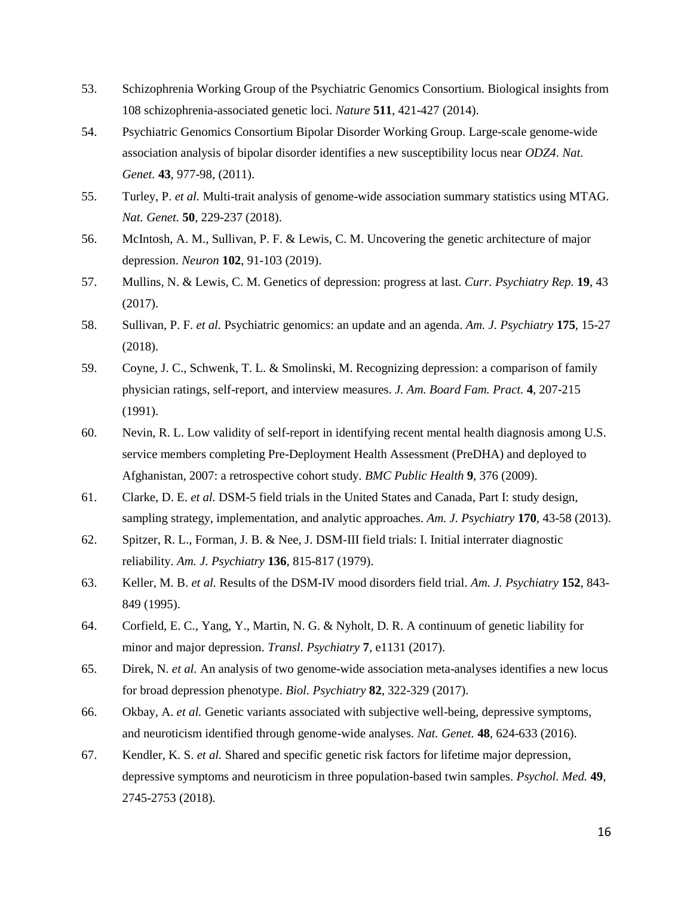53. Schizophrenia Working Group of the Psychiatric Genomics Consortium. Biological insights from 108 schizophrenia-associated genetic loci. *Nature* **511**, 421-427 (2014).
54. Psychiatric Genomics Consortium Bipolar Disorder Working Group. Large-scale genome-wide association analysis of bipolar disorder identifies a new susceptibility locus near *ODZ4*. *Nat. Genet.* **43**, 977-98, (2011).
55. Turley, P. *et al.* Multi-trait analysis of genome-wide association summary statistics using MTAG. *Nat. Genet.* **50**, 229-237 (2018).
56. McIntosh, A. M., Sullivan, P. F. & Lewis, C. M. Uncovering the genetic architecture of major depression. *Neuron* **102**, 91-103 (2019).
57. Mullins, N. & Lewis, C. M. Genetics of depression: progress at last. *Curr. Psychiatry Rep.* **19**, 43 (2017).
58. Sullivan, P. F. *et al.* Psychiatric genomics: an update and an agenda. *Am. J. Psychiatry* **175**, 15-27 (2018).
59. Coyne, J. C., Schwenk, T. L. & Smolinski, M. Recognizing depression: a comparison of family physician ratings, self-report, and interview measures. *J. Am. Board Fam. Pract.* **4**, 207-215 (1991).
60. Nevin, R. L. Low validity of self-report in identifying recent mental health diagnosis among U.S. service members completing Pre-Deployment Health Assessment (PreDHA) and deployed to Afghanistan, 2007: a retrospective cohort study. *BMC Public Health* **9**, 376 (2009).
61. Clarke, D. E. *et al.* DSM-5 field trials in the United States and Canada, Part I: study design, sampling strategy, implementation, and analytic approaches. *Am. J. Psychiatry* **170**, 43-58 (2013).
62. Spitzer, R. L., Forman, J. B. & Nee, J. DSM-III field trials: I. Initial interrater diagnostic reliability. *Am. J. Psychiatry* **136**, 815-817 (1979).
63. Keller, M. B. *et al.* Results of the DSM-IV mood disorders field trial. *Am. J. Psychiatry* **152**, 843-849 (1995).
64. Corfield, E. C., Yang, Y., Martin, N. G. & Nyholt, D. R. A continuum of genetic liability for minor and major depression. *Transl. Psychiatry* **7**, e1131 (2017).
65. Direk, N. *et al.* An analysis of two genome-wide association meta-analyses identifies a new locus for broad depression phenotype. *Biol. Psychiatry* **82**, 322-329 (2017).
66. Okbay, A. *et al.* Genetic variants associated with subjective well-being, depressive symptoms, and neuroticism identified through genome-wide analyses. *Nat. Genet.* **48**, 624-633 (2016).
67. Kendler, K. S. *et al.* Shared and specific genetic risk factors for lifetime major depression, depressive symptoms and neuroticism in three population-based twin samples. *Psychol. Med.* **49**, 2745-2753 (2018).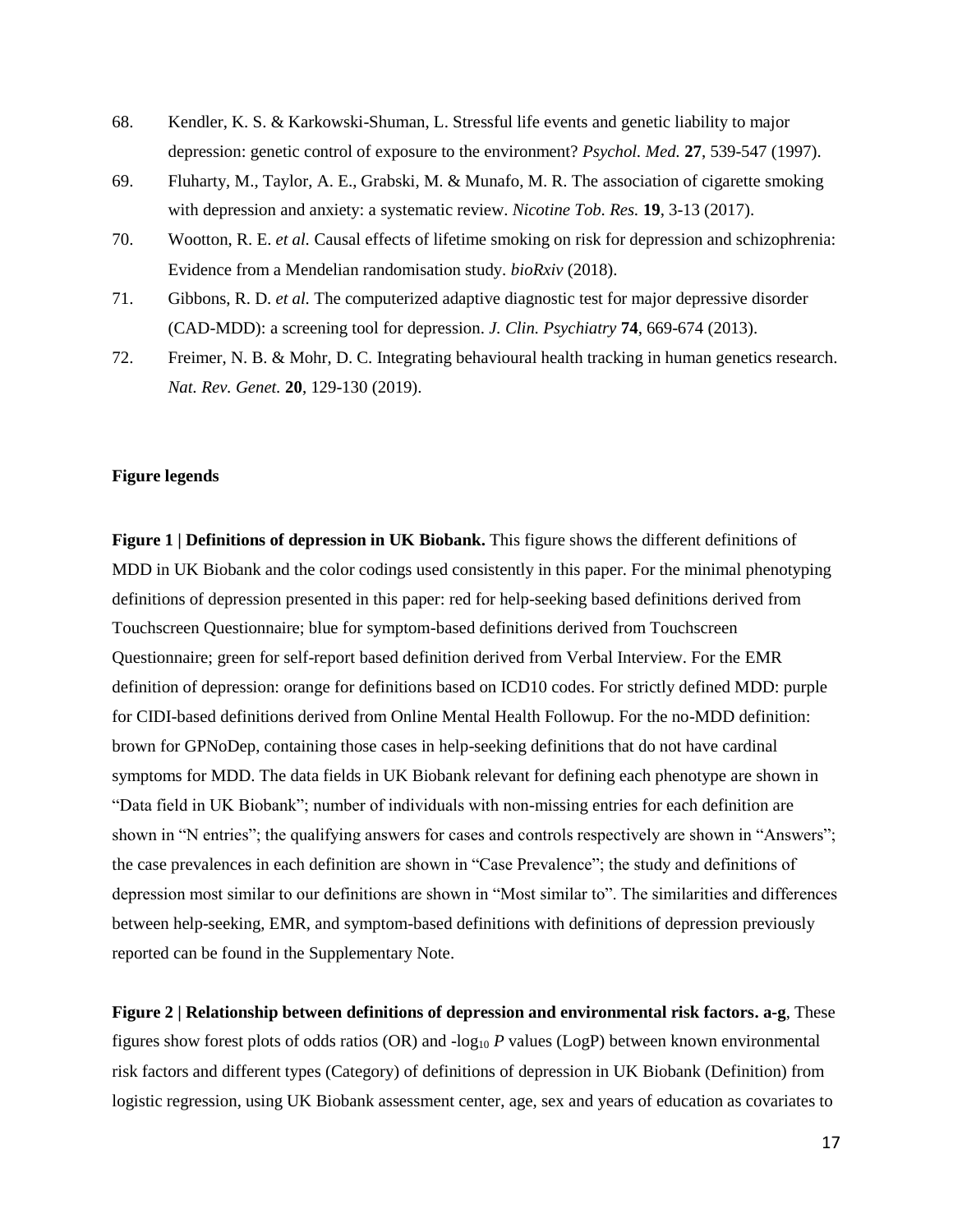68. Kendler, K. S. & Karkowski-Shuman, L. Stressful life events and genetic liability to major depression: genetic control of exposure to the environment? *Psychol. Med.* **27**, 539-547 (1997).
69. Fluharty, M., Taylor, A. E., Grabski, M. & Munafo, M. R. The association of cigarette smoking with depression and anxiety: a systematic review. *Nicotine Tob. Res.* **19**, 3-13 (2017).
70. Wootton, R. E. *et al.* Causal effects of lifetime smoking on risk for depression and schizophrenia: Evidence from a Mendelian randomisation study. *bioRxiv* (2018).
71. Gibbons, R. D. *et al.* The computerized adaptive diagnostic test for major depressive disorder (CAD-MDD): a screening tool for depression. *J. Clin. Psychiatry* **74**, 669-674 (2013).
72. Freimer, N. B. & Mohr, D. C. Integrating behavioural health tracking in human genetics research. *Nat. Rev. Genet.* **20**, 129-130 (2019).

**Figure legends**

**Figure 1 | Definitions of depression in UK Biobank.** This figure shows the different definitions of MDD in UK Biobank and the color codings used consistently in this paper. For the minimal phenotyping definitions of depression presented in this paper: red for help-seeking based definitions derived from Touchscreen Questionnaire; blue for symptom-based definitions derived from Touchscreen Questionnaire; green for self-report based definition derived from Verbal Interview. For the EMR definition of depression: orange for definitions based on ICD10 codes. For strictly defined MDD: purple for CIDI-based definitions derived from Online Mental Health Followup. For the no-MDD definition: brown for GPNoDep, containing those cases in help-seeking definitions that do not have cardinal symptoms for MDD. The data fields in UK Biobank relevant for defining each phenotype are shown in "Data field in UK Biobank"; number of individuals with non-missing entries for each definition are shown in "N entries"; the qualifying answers for cases and controls respectively are shown in "Answers"; the case prevalences in each definition are shown in "Case Prevalence"; the study and definitions of depression most similar to our definitions are shown in "Most similar to". The similarities and differences between help-seeking, EMR, and symptom-based definitions with definitions of depression previously reported can be found in the Supplementary Note.

**Figure 2 | Relationship between definitions of depression and environmental risk factors. a-g**, These figures show forest plots of odds ratios (OR) and $-\log_{10} P$ values (LogP) between known environmental risk factors and different types (Category) of definitions of depression in UK Biobank (Definition) from logistic regression, using UK Biobank assessment center, age, sex and years of education as covariates to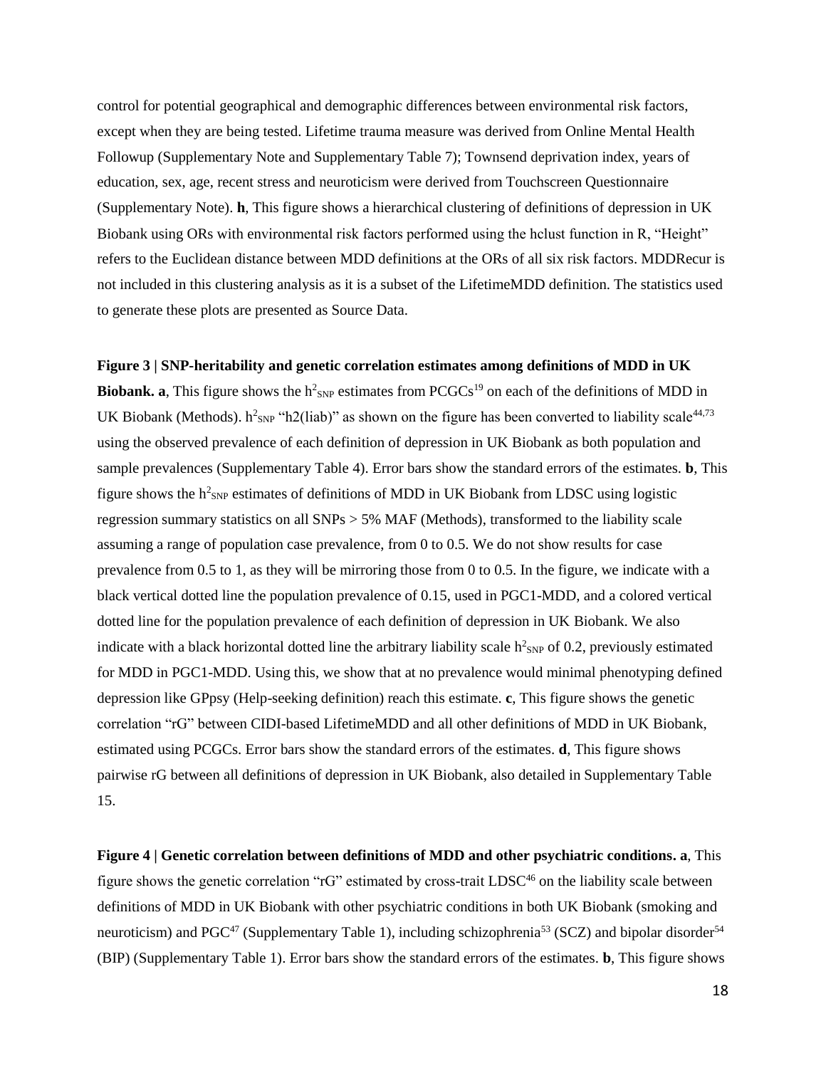control for potential geographical and demographic differences between environmental risk factors, except when they are being tested. Lifetime trauma measure was derived from Online Mental Health Followup (Supplementary Note and Supplementary Table 7); Townsend deprivation index, years of education, sex, age, recent stress and neuroticism were derived from Touchscreen Questionnaire (Supplementary Note). **h**, This figure shows a hierarchical clustering of definitions of depression in UK Biobank using ORs with environmental risk factors performed using the hclust function in R, "Height" refers to the Euclidean distance between MDD definitions at the ORs of all six risk factors. MDDRecur is not included in this clustering analysis as it is a subset of the LifetimeMDD definition. The statistics used to generate these plots are presented as Source Data.

**Figure 3 | SNP-heritability and genetic correlation estimates among definitions of MDD in UK Biobank. a**, This figure shows the $h^2_{SNP}$ estimates from PCGCs[19] on each of the definitions of MDD in UK Biobank (Methods). $h^2_{SNP}$ "h2(liab)" as shown on the figure has been converted to liability scale[44,73] using the observed prevalence of each definition of depression in UK Biobank as both population and sample prevalences (Supplementary Table 4). Error bars show the standard errors of the estimates. **b**, This figure shows the $h^2_{SNP}$ estimates of definitions of MDD in UK Biobank from LDSC using logistic regression summary statistics on all SNPs > 5% MAF (Methods), transformed to the liability scale assuming a range of population case prevalence, from 0 to 0.5. We do not show results for case prevalence from 0.5 to 1, as they will be mirroring those from 0 to 0.5. In the figure, we indicate with a black vertical dotted line the population prevalence of 0.15, used in PGC1-MDD, and a colored vertical dotted line for the population prevalence of each definition of depression in UK Biobank. We also indicate with a black horizontal dotted line the arbitrary liability scale $h^2_{SNP}$ of 0.2, previously estimated for MDD in PGC1-MDD. Using this, we show that at no prevalence would minimal phenotyping defined depression like GPpsy (Help-seeking definition) reach this estimate. **c**, This figure shows the genetic correlation "rG" between CIDI-based LifetimeMDD and all other definitions of MDD in UK Biobank, estimated using PCGCs. Error bars show the standard errors of the estimates. **d**, This figure shows pairwise rG between all definitions of depression in UK Biobank, also detailed in Supplementary Table 15.

**Figure 4 | Genetic correlation between definitions of MDD and other psychiatric conditions. a**, This figure shows the genetic correlation "rG" estimated by cross-trait LDSC[46] on the liability scale between definitions of MDD in UK Biobank with other psychiatric conditions in both UK Biobank (smoking and neuroticism) and PGC[47] (Supplementary Table 1), including schizophrenia[53] (SCZ) and bipolar disorder[54] (BIP) (Supplementary Table 1). Error bars show the standard errors of the estimates. **b**, This figure shows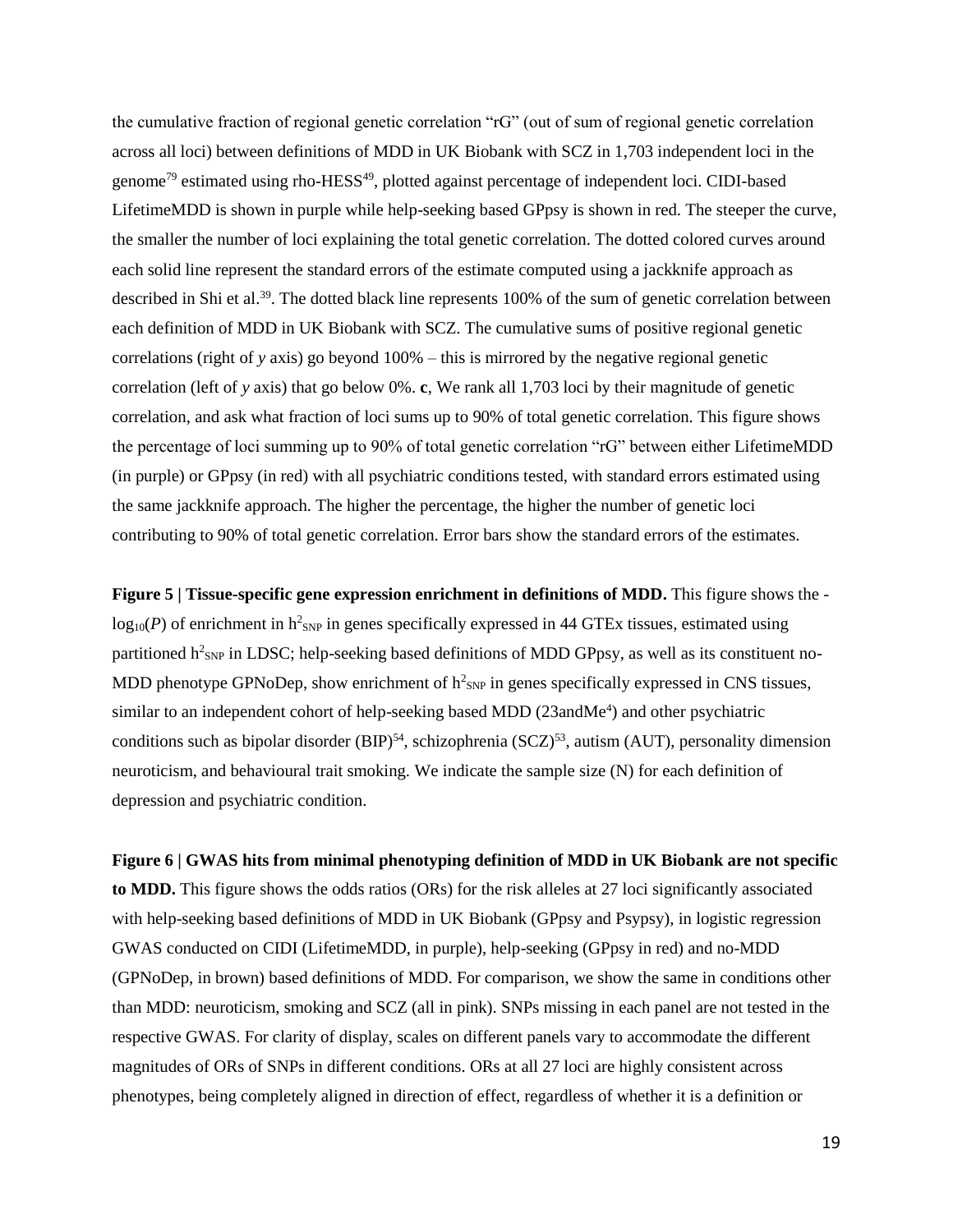the cumulative fraction of regional genetic correlation "rG" (out of sum of regional genetic correlation across all loci) between definitions of MDD in UK Biobank with SCZ in 1,703 independent loci in the genome[79] estimated using rho-HESS[49], plotted against percentage of independent loci. CIDI-based LifetimeMDD is shown in purple while help-seeking based GPpsy is shown in red. The steeper the curve, the smaller the number of loci explaining the total genetic correlation. The dotted colored curves around each solid line represent the standard errors of the estimate computed using a jackknife approach as described in Shi et al.[39]. The dotted black line represents 100% of the sum of genetic correlation between each definition of MDD in UK Biobank with SCZ. The cumulative sums of positive regional genetic correlations (right of *y* axis) go beyond 100% – this is mirrored by the negative regional genetic correlation (left of *y* axis) that go below 0%. **c**, We rank all 1,703 loci by their magnitude of genetic correlation, and ask what fraction of loci sums up to 90% of total genetic correlation. This figure shows the percentage of loci summing up to 90% of total genetic correlation "rG" between either LifetimeMDD (in purple) or GPpsy (in red) with all psychiatric conditions tested, with standard errors estimated using the same jackknife approach. The higher the percentage, the higher the number of genetic loci contributing to 90% of total genetic correlation. Error bars show the standard errors of the estimates.

**Figure 5 | Tissue-specific gene expression enrichment in definitions of MDD.** This figure shows the $-\log_{10}(P)$ of enrichment in $h^2_{SNP}$ in genes specifically expressed in 44 GTEx tissues, estimated using partitioned $h^2_{SNP}$ in LDSC; help-seeking based definitions of MDD GPpsy, as well as its constituent no-MDD phenotype GPNoDep, show enrichment of $h^2_{SNP}$ in genes specifically expressed in CNS tissues, similar to an independent cohort of help-seeking based MDD (23andMe[4]) and other psychiatric conditions such as bipolar disorder (BIP)[54], schizophrenia (SCZ)[53], autism (AUT), personality dimension neuroticism, and behavioural trait smoking. We indicate the sample size (N) for each definition of depression and psychiatric condition.

**Figure 6 | GWAS hits from minimal phenotyping definition of MDD in UK Biobank are not specific to MDD.** This figure shows the odds ratios (ORs) for the risk alleles at 27 loci significantly associated with help-seeking based definitions of MDD in UK Biobank (GPpsy and Psypsy), in logistic regression GWAS conducted on CIDI (LifetimeMDD, in purple), help-seeking (GPpsy in red) and no-MDD (GPNoDep, in brown) based definitions of MDD. For comparison, we show the same in conditions other than MDD: neuroticism, smoking and SCZ (all in pink). SNPs missing in each panel are not tested in the respective GWAS. For clarity of display, scales on different panels vary to accommodate the different magnitudes of ORs of SNPs in different conditions. ORs at all 27 loci are highly consistent across phenotypes, being completely aligned in direction of effect, regardless of whether it is a definition or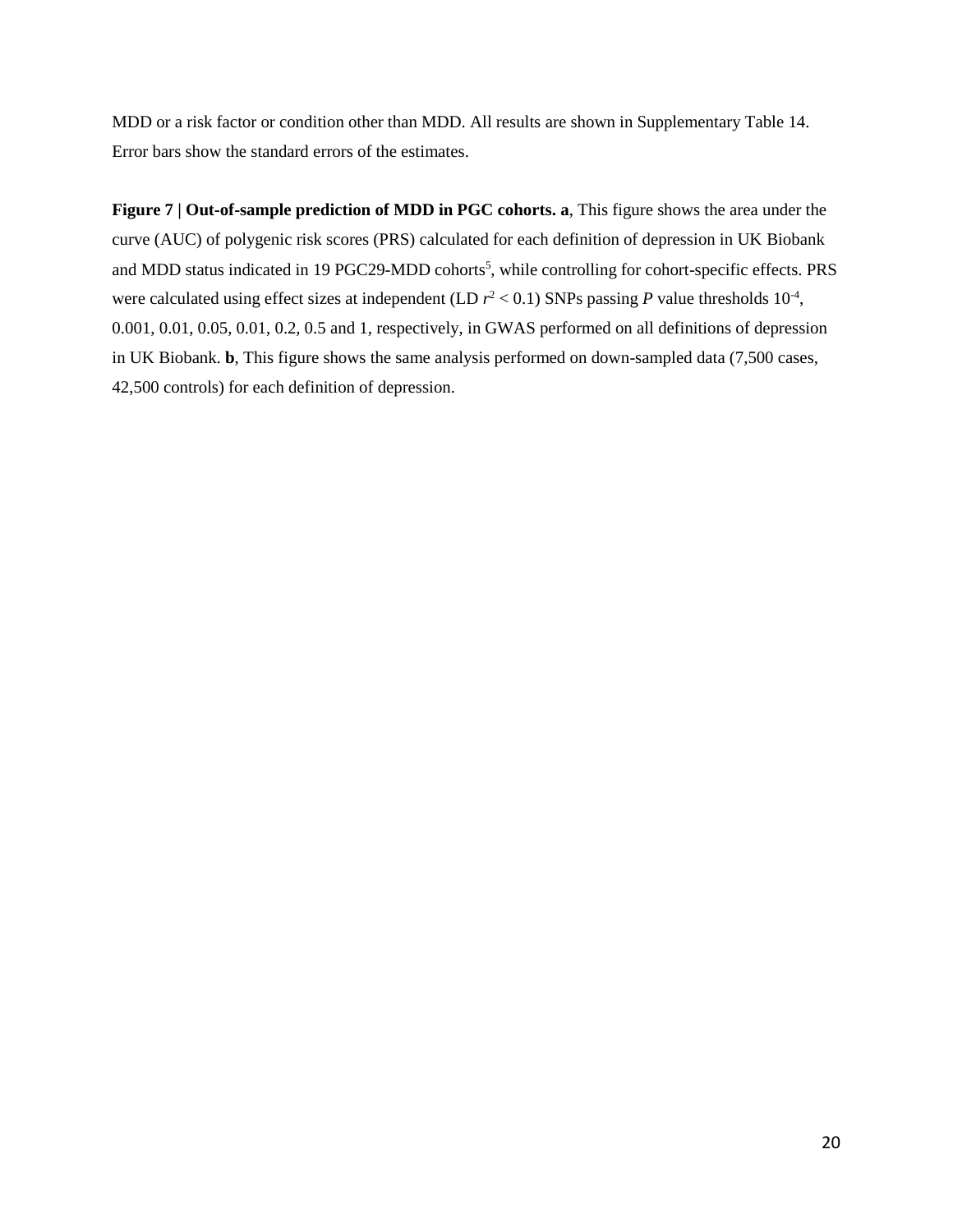MDD or a risk factor or condition other than MDD. All results are shown in Supplementary Table 14. Error bars show the standard errors of the estimates.

**Figure 7 | Out-of-sample prediction of MDD in PGC cohorts. a**, This figure shows the area under the curve (AUC) of polygenic risk scores (PRS) calculated for each definition of depression in UK Biobank and MDD status indicated in 19 PGC29-MDD cohorts[5], while controlling for cohort-specific effects. PRS were calculated using effect sizes at independent (LD $r^2 < 0.1$) SNPs passing *P* value thresholds $10^{-4}$, 0.001, 0.01, 0.05, 0.01, 0.2, 0.5 and 1, respectively, in GWAS performed on all definitions of depression in UK Biobank. **b**, This figure shows the same analysis performed on down-sampled data (7,500 cases, 42,500 controls) for each definition of depression.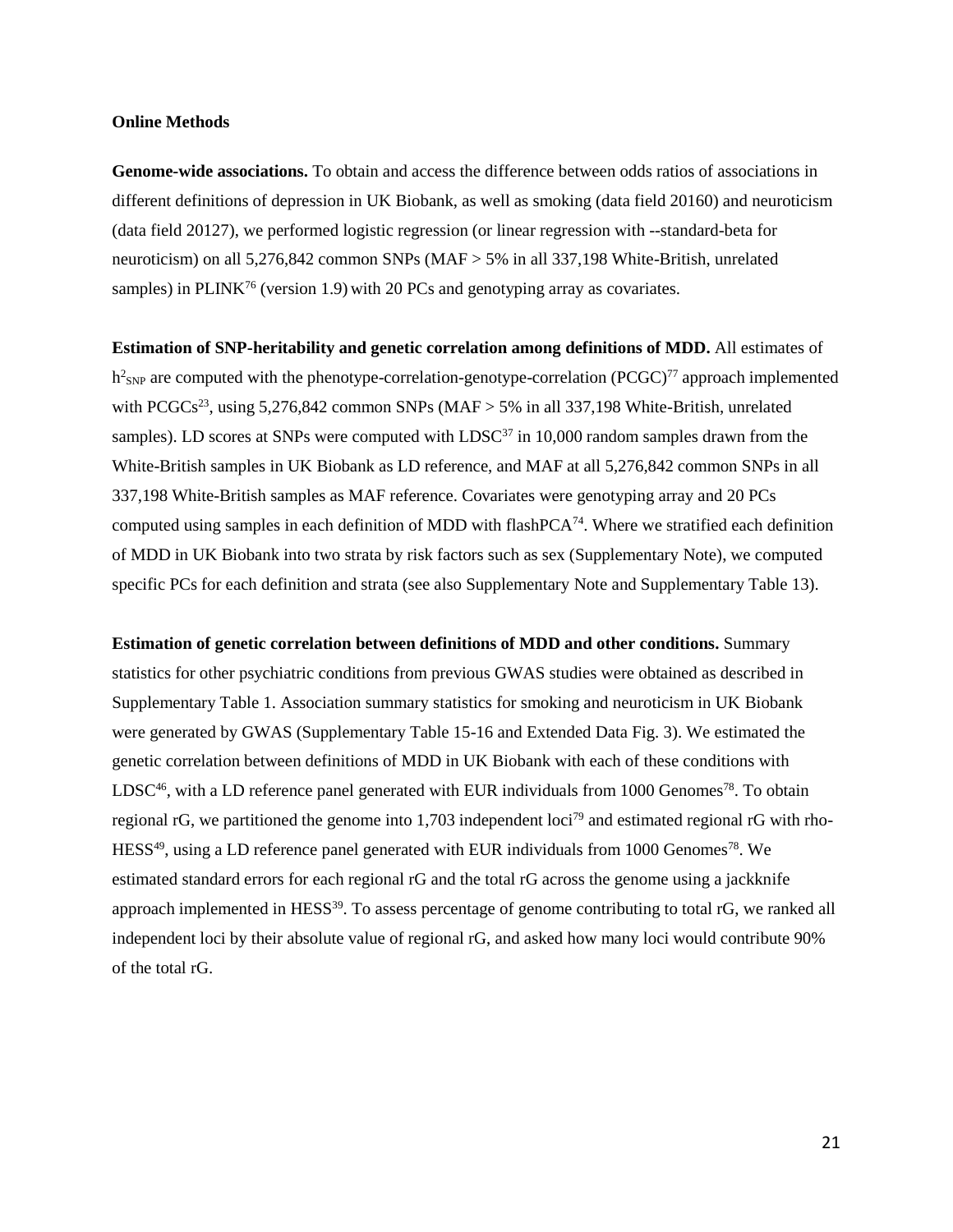## Online Methods

**Genome-wide associations.** To obtain and access the difference between odds ratios of associations in different definitions of depression in UK Biobank, as well as smoking (data field 20160) and neuroticism (data field 20127), we performed logistic regression (or linear regression with --standard-beta for neuroticism) on all 5,276,842 common SNPs (MAF > 5% in all 337,198 White-British, unrelated samples) in PLINK[76] (version 1.9) with 20 PCs and genotyping array as covariates.

**Estimation of SNP-heritability and genetic correlation among definitions of MDD.** All estimates of $h^2_{SNP}$ are computed with the phenotype-correlation-genotype-correlation (PCGC)[77] approach implemented with PCGCs[23], using 5,276,842 common SNPs (MAF > 5% in all 337,198 White-British, unrelated samples). LD scores at SNPs were computed with LDSC[37] in 10,000 random samples drawn from the White-British samples in UK Biobank as LD reference, and MAF at all 5,276,842 common SNPs in all 337,198 White-British samples as MAF reference. Covariates were genotyping array and 20 PCs computed using samples in each definition of MDD with flashPCA[74]. Where we stratified each definition of MDD in UK Biobank into two strata by risk factors such as sex (Supplementary Note), we computed specific PCs for each definition and strata (see also Supplementary Note and Supplementary Table 13).

**Estimation of genetic correlation between definitions of MDD and other conditions.** Summary statistics for other psychiatric conditions from previous GWAS studies were obtained as described in Supplementary Table 1. Association summary statistics for smoking and neuroticism in UK Biobank were generated by GWAS (Supplementary Table 15-16 and Extended Data Fig. 3). We estimated the genetic correlation between definitions of MDD in UK Biobank with each of these conditions with LDSC[46], with a LD reference panel generated with EUR individuals from 1000 Genomes[78]. To obtain regional rG, we partitioned the genome into 1,703 independent loci[79] and estimated regional rG with rho-HESS[49], using a LD reference panel generated with EUR individuals from 1000 Genomes[78]. We estimated standard errors for each regional rG and the total rG across the genome using a jackknife approach implemented in HESS[39]. To assess percentage of genome contributing to total rG, we ranked all independent loci by their absolute value of regional rG, and asked how many loci would contribute 90% of the total rG.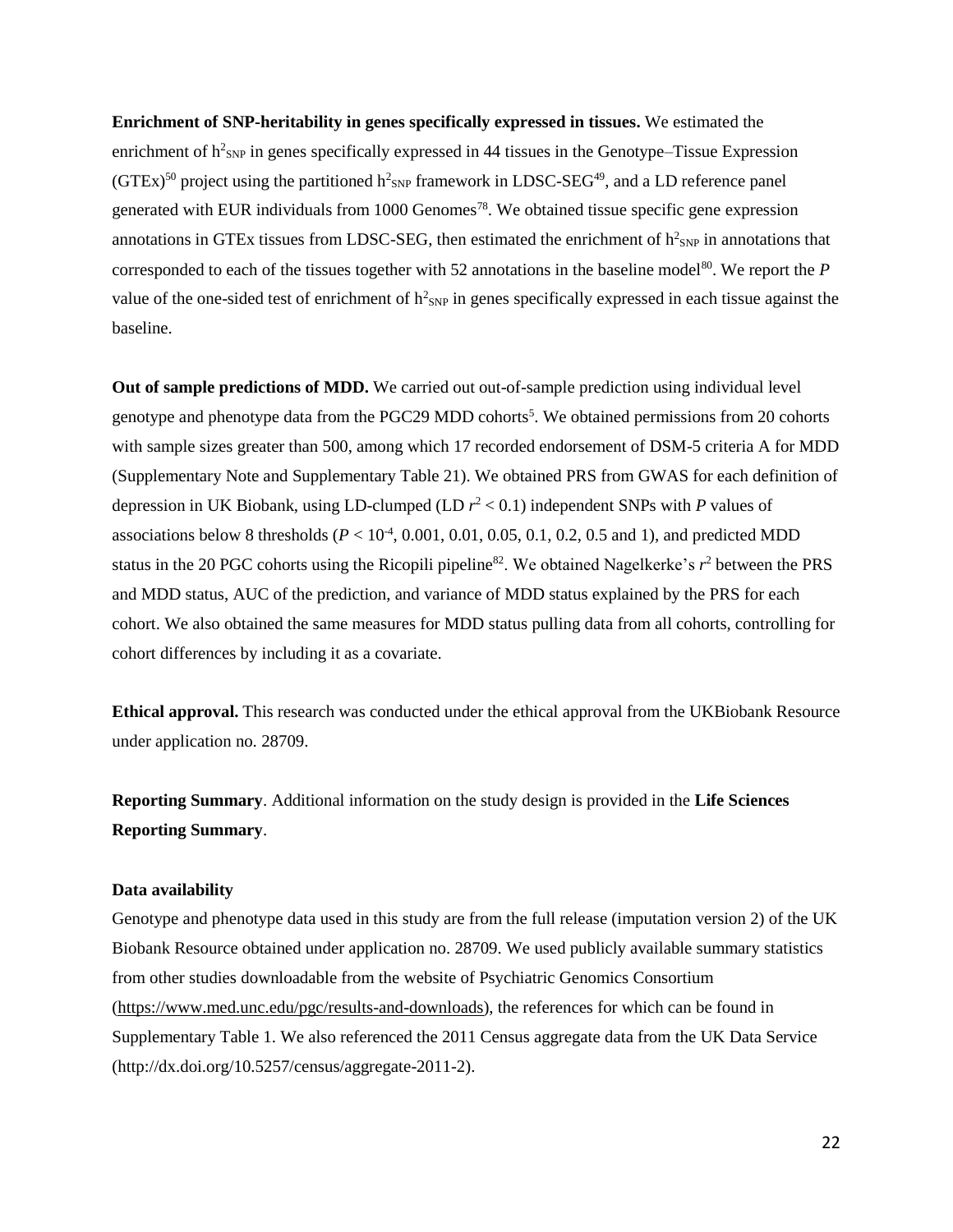**Enrichment of SNP-heritability in genes specifically expressed in tissues.** We estimated the enrichment of $h^2_{SNP}$ in genes specifically expressed in 44 tissues in the Genotype–Tissue Expression (GTEx)[50] project using the partitioned $h^2_{SNP}$ framework in LDSC-SEG[49], and a LD reference panel generated with EUR individuals from 1000 Genomes[78]. We obtained tissue specific gene expression annotations in GTEx tissues from LDSC-SEG, then estimated the enrichment of $h^2_{SNP}$ in annotations that corresponded to each of the tissues together with 52 annotations in the baseline model[80]. We report the *P* value of the one-sided test of enrichment of $h^2_{SNP}$ in genes specifically expressed in each tissue against the baseline.

**Out of sample predictions of MDD.** We carried out out-of-sample prediction using individual level genotype and phenotype data from the PGC29 MDD cohorts[5]. We obtained permissions from 20 cohorts with sample sizes greater than 500, among which 17 recorded endorsement of DSM-5 criteria A for MDD (Supplementary Note and Supplementary Table 21). We obtained PRS from GWAS for each definition of depression in UK Biobank, using LD-clumped (LD $r^2 < 0.1$) independent SNPs with *P* values of associations below 8 thresholds ($P < 10^{-4}$, 0.001, 0.01, 0.05, 0.1, 0.2, 0.5 and 1), and predicted MDD status in the 20 PGC cohorts using the Ricopili pipeline[82]. We obtained Nagelkerke's $r^2$ between the PRS and MDD status, AUC of the prediction, and variance of MDD status explained by the PRS for each cohort. We also obtained the same measures for MDD status pulling data from all cohorts, controlling for cohort differences by including it as a covariate.

**Ethical approval.** This research was conducted under the ethical approval from the UKBiobank Resource under application no. 28709.

**Reporting Summary**. Additional information on the study design is provided in the **Life Sciences Reporting Summary**.

**Data availability**

Genotype and phenotype data used in this study are from the full release (imputation version 2) of the UK Biobank Resource obtained under application no. 28709. We used publicly available summary statistics from other studies downloadable from the website of Psychiatric Genomics Consortium (https://www.med.unc.edu/pgc/results-and-downloads), the references for which can be found in Supplementary Table 1. We also referenced the 2011 Census aggregate data from the UK Data Service (http://dx.doi.org/10.5257/census/aggregate-2011-2).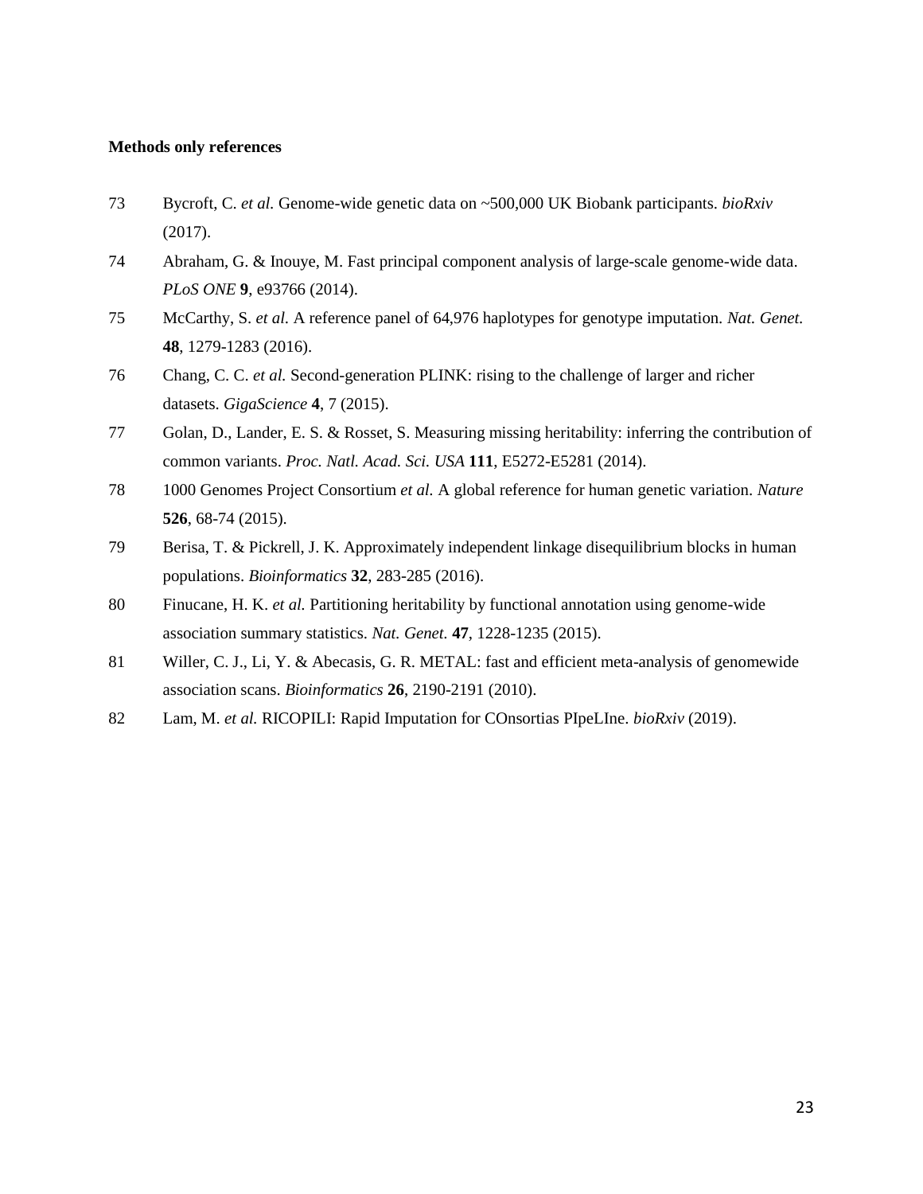**Methods only references**

73. Bycroft, C. *et al.* Genome-wide genetic data on ~500,000 UK Biobank participants. *bioRxiv* (2017).
74. Abraham, G. & Inouye, M. Fast principal component analysis of large-scale genome-wide data. *PLoS ONE* **9**, e93766 (2014).
75. McCarthy, S. *et al*. A reference panel of 64,976 haplotypes for genotype imputation. *Nat. Genet.* **48**, 1279-1283 (2016).
76. Chang, C. C. *et al.* Second-generation PLINK: rising to the challenge of larger and richer datasets. *GigaScience* **4**, 7 (2015).
77. Golan, D., Lander, E. S. & Rosset, S. Measuring missing heritability: inferring the contribution of common variants. *Proc. Natl. Acad. Sci. USA* **111**, E5272-E5281 (2014).
78. 1000 Genomes Project Consortium *et al.* A global reference for human genetic variation. *Nature* **526**, 68-74 (2015).
79. Berisa, T. & Pickrell, J. K. Approximately independent linkage disequilibrium blocks in human populations. *Bioinformatics* **32**, 283-285 (2016).
80. Finucane, H. K. *et al.* Partitioning heritability by functional annotation using genome-wide association summary statistics. *Nat. Genet.* **47**, 1228-1235 (2015).
81. Willer, C. J., Li, Y. & Abecasis, G. R. METAL: fast and efficient meta-analysis of genomewide association scans. *Bioinformatics* **26**, 2190-2191 (2010).
82. Lam, M. *et al.* RICOPILI: Rapid Imputation for COnsortias PIpeLIne. *bioRxiv* (2019).